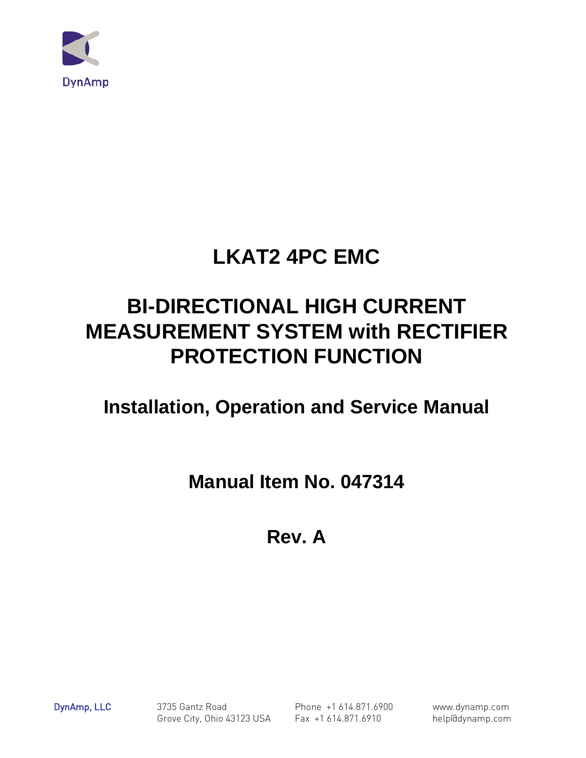DynAmp

# LKAT2 4PC EMC

# BI-DIRECTIONAL HIGH CURRENT MEASUREMENT SYSTEM with RECTIFIER PROTECTION FUNCTION

## Installation, Operation and Service Manual

## Manual Item No. 047314

## Rev. A

DynAmp, LLC

3735 Gantz Road
Grove City, Ohio 43123 USA

Phone +1 614.871.6900
Fax +1 614.871.6910

www.dynamp.com
help@dynamp.com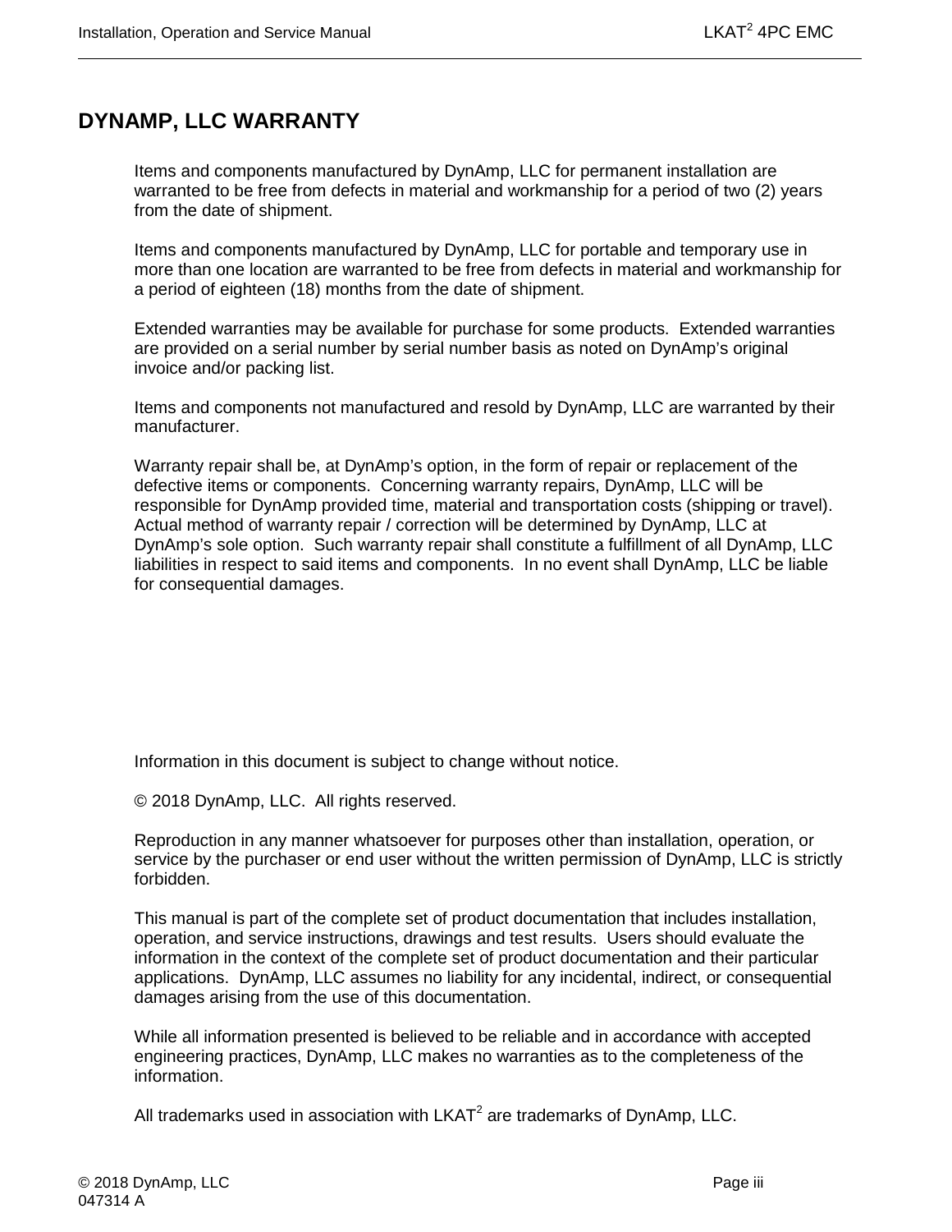# DYNAMP, LLC WARRANTY

Items and components manufactured by DynAmp, LLC for permanent installation are warranted to be free from defects in material and workmanship for a period of two (2) years from the date of shipment.

Items and components manufactured by DynAmp, LLC for portable and temporary use in more than one location are warranted to be free from defects in material and workmanship for a period of eighteen (18) months from the date of shipment.

Extended warranties may be available for purchase for some products. Extended warranties are provided on a serial number by serial number basis as noted on DynAmp's original invoice and/or packing list.

Items and components not manufactured and resold by DynAmp, LLC are warranted by their manufacturer.

Warranty repair shall be, at DynAmp's option, in the form of repair or replacement of the defective items or components. Concerning warranty repairs, DynAmp, LLC will be responsible for DynAmp provided time, material and transportation costs (shipping or travel). Actual method of warranty repair / correction will be determined by DynAmp, LLC at DynAmp's sole option. Such warranty repair shall constitute a fulfillment of all DynAmp, LLC liabilities in respect to said items and components. In no event shall DynAmp, LLC be liable for consequential damages.

Information in this document is subject to change without notice.

© 2018 DynAmp, LLC. All rights reserved.

Reproduction in any manner whatsoever for purposes other than installation, operation, or service by the purchaser or end user without the written permission of DynAmp, LLC is strictly forbidden.

This manual is part of the complete set of product documentation that includes installation, operation, and service instructions, drawings and test results. Users should evaluate the information in the context of the complete set of product documentation and their particular applications. DynAmp, LLC assumes no liability for any incidental, indirect, or consequential damages arising from the use of this documentation.

While all information presented is believed to be reliable and in accordance with accepted engineering practices, DynAmp, LLC makes no warranties as to the completeness of the information.

All trademarks used in association with LKAT$^2$ are trademarks of DynAmp, LLC.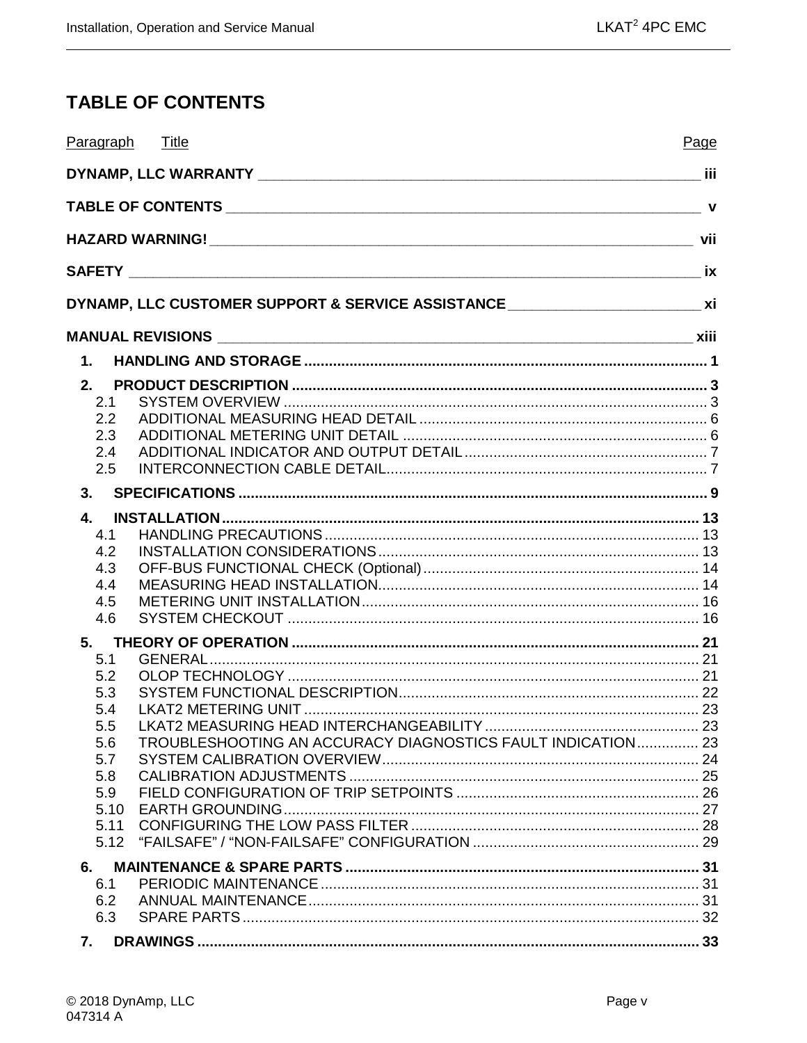# TABLE OF CONTENTS

| Paragraph | Title | Page |
|---|---|---|
| | **DYNAMP, LLC WARRANTY** | **iii** |
| | **TABLE OF CONTENTS** | **v** |
| | **HAZARD WARNING!** | **vii** |
| | **SAFETY** | **ix** |
| | **DYNAMP, LLC CUSTOMER SUPPORT & SERVICE ASSISTANCE** | **xi** |
| | **MANUAL REVISIONS** | **xiii** |
| **1.** | **HANDLING AND STORAGE** | **1** |
| **2.** | **PRODUCT DESCRIPTION** | **3** |
| 2.1 | SYSTEM OVERVIEW | 3 |
| 2.2 | ADDITIONAL MEASURING HEAD DETAIL | 6 |
| 2.3 | ADDITIONAL METERING UNIT DETAIL | 6 |
| 2.4 | ADDITIONAL INDICATOR AND OUTPUT DETAIL | 7 |
| 2.5 | INTERCONNECTION CABLE DETAIL | 7 |
| **3.** | **SPECIFICATIONS** | **9** |
| **4.** | **INSTALLATION** | **13** |
| 4.1 | HANDLING PRECAUTIONS | 13 |
| 4.2 | INSTALLATION CONSIDERATIONS | 13 |
| 4.3 | OFF-BUS FUNCTIONAL CHECK (Optional) | 14 |
| 4.4 | MEASURING HEAD INSTALLATION | 14 |
| 4.5 | METERING UNIT INSTALLATION | 16 |
| 4.6 | SYSTEM CHECKOUT | 16 |
| **5.** | **THEORY OF OPERATION** | **21** |
| 5.1 | GENERAL | 21 |
| 5.2 | OLOP TECHNOLOGY | 21 |
| 5.3 | SYSTEM FUNCTIONAL DESCRIPTION | 22 |
| 5.4 | LKAT2 METERING UNIT | 23 |
| 5.5 | LKAT2 MEASURING HEAD INTERCHANGEABILITY | 23 |
| 5.6 | TROUBLESHOOTING AN ACCURACY DIAGNOSTICS FAULT INDICATION | 23 |
| 5.7 | SYSTEM CALIBRATION OVERVIEW | 24 |
| 5.8 | CALIBRATION ADJUSTMENTS | 25 |
| 5.9 | FIELD CONFIGURATION OF TRIP SETPOINTS | 26 |
| 5.10 | EARTH GROUNDING | 27 |
| 5.11 | CONFIGURING THE LOW PASS FILTER | 28 |
| 5.12 | "FAILSAFE" / "NON-FAILSAFE" CONFIGURATION | 29 |
| **6.** | **MAINTENANCE & SPARE PARTS** | **31** |
| 6.1 | PERIODIC MAINTENANCE | 31 |
| 6.2 | ANNUAL MAINTENANCE | 31 |
| 6.3 | SPARE PARTS | 32 |
| **7.** | **DRAWINGS** | **33** |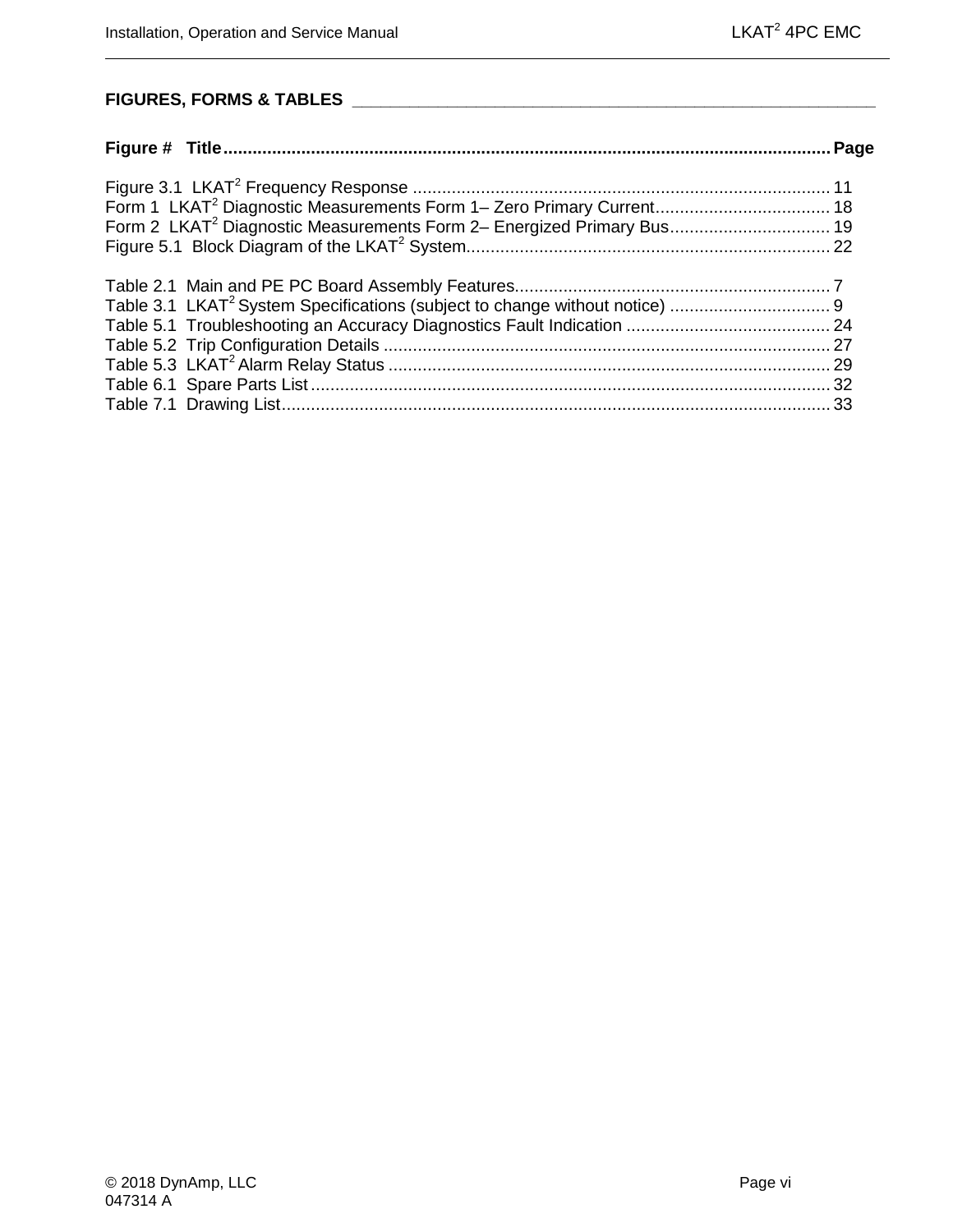## FIGURES, FORMS & TABLES

| Figure # | Title | Page |
|---|---|---|
| Figure 3.1 | LKAT$^2$ Frequency Response | 11 |
| Form 1 | LKAT$^2$ Diagnostic Measurements Form 1– Zero Primary Current | 18 |
| Form 2 | LKAT$^2$ Diagnostic Measurements Form 2– Energized Primary Bus | 19 |
| Figure 5.1 | Block Diagram of the LKAT$^2$ System | 22 |
| Table 2.1 | Main and PE PC Board Assembly Features | 7 |
| Table 3.1 | LKAT$^2$ System Specifications (subject to change without notice) | 9 |
| Table 5.1 | Troubleshooting an Accuracy Diagnostics Fault Indication | 24 |
| Table 5.2 | Trip Configuration Details | 27 |
| Table 5.3 | LKAT$^2$ Alarm Relay Status | 29 |
| Table 6.1 | Spare Parts List | 32 |
| Table 7.1 | Drawing List | 33 |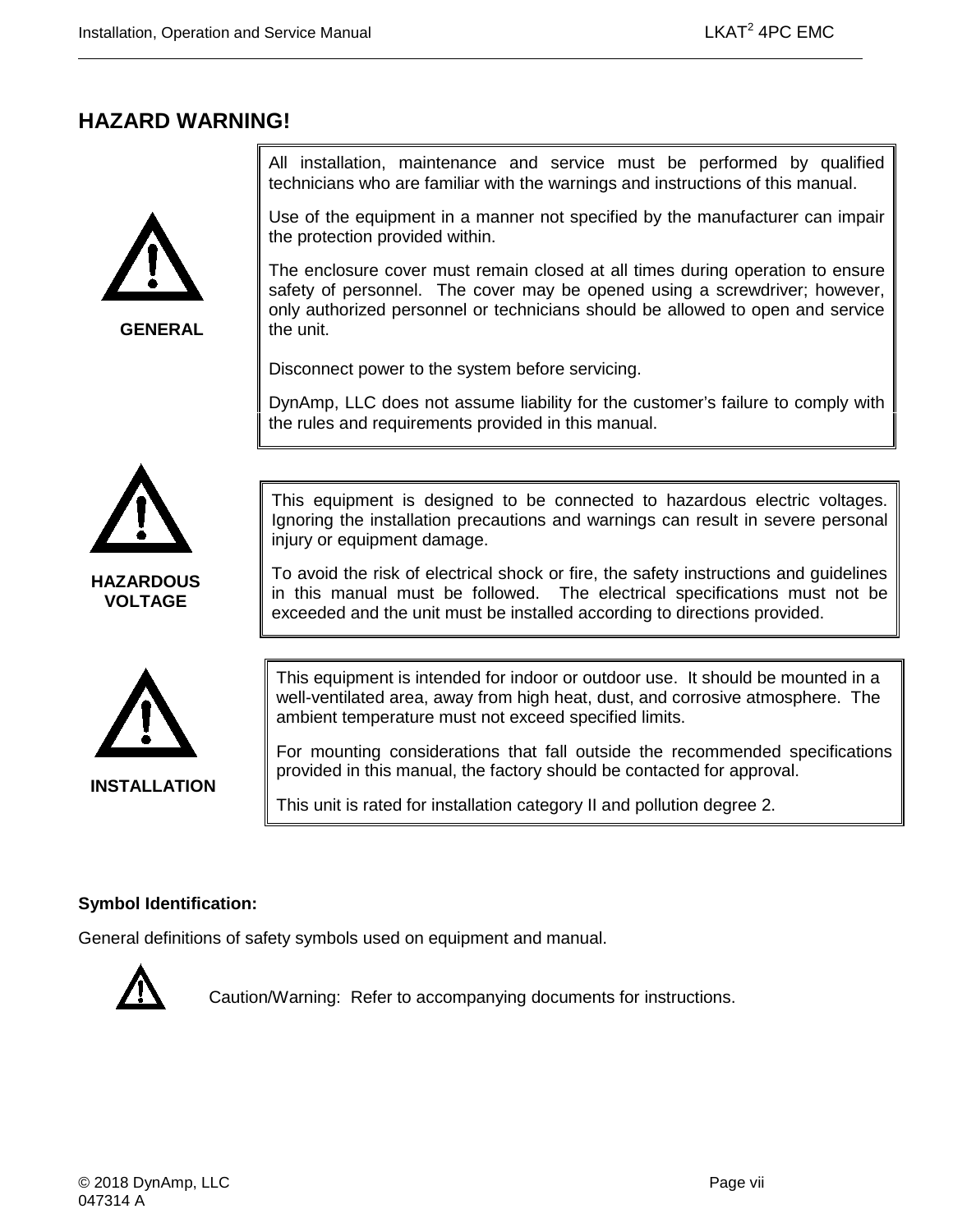## HAZARD WARNING!

**GENERAL**

All installation, maintenance and service must be performed by qualified technicians who are familiar with the warnings and instructions of this manual.

Use of the equipment in a manner not specified by the manufacturer can impair the protection provided within.

The enclosure cover must remain closed at all times during operation to ensure safety of personnel. The cover may be opened using a screwdriver; however, only authorized personnel or technicians should be allowed to open and service the unit.

Disconnect power to the system before servicing.

DynAmp, LLC does not assume liability for the customer's failure to comply with the rules and requirements provided in this manual.

**HAZARDOUS VOLTAGE**

This equipment is designed to be connected to hazardous electric voltages. Ignoring the installation precautions and warnings can result in severe personal injury or equipment damage.

To avoid the risk of electrical shock or fire, the safety instructions and guidelines in this manual must be followed. The electrical specifications must not be exceeded and the unit must be installed according to directions provided.

**INSTALLATION**

This equipment is intended for indoor or outdoor use. It should be mounted in a well-ventilated area, away from high heat, dust, and corrosive atmosphere. The ambient temperature must not exceed specified limits.

For mounting considerations that fall outside the recommended specifications provided in this manual, the factory should be contacted for approval.

This unit is rated for installation category II and pollution degree 2.

**Symbol Identification:**

General definitions of safety symbols used on equipment and manual.

Caution/Warning: Refer to accompanying documents for instructions.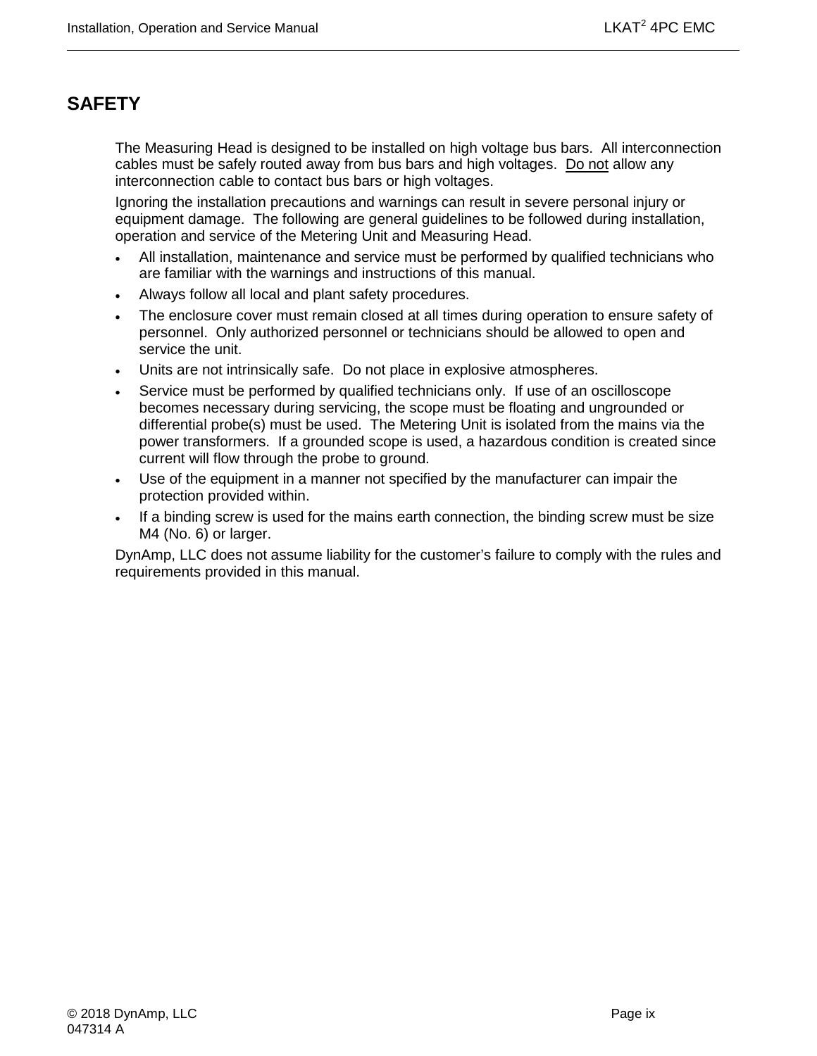# SAFETY

The Measuring Head is designed to be installed on high voltage bus bars. All interconnection cables must be safely routed away from bus bars and high voltages. <u>Do not</u> allow any interconnection cable to contact bus bars or high voltages.

Ignoring the installation precautions and warnings can result in severe personal injury or equipment damage. The following are general guidelines to be followed during installation, operation and service of the Metering Unit and Measuring Head.

- All installation, maintenance and service must be performed by qualified technicians who are familiar with the warnings and instructions of this manual.
- Always follow all local and plant safety procedures.
- The enclosure cover must remain closed at all times during operation to ensure safety of personnel. Only authorized personnel or technicians should be allowed to open and service the unit.
- Units are not intrinsically safe. Do not place in explosive atmospheres.
- Service must be performed by qualified technicians only. If use of an oscilloscope becomes necessary during servicing, the scope must be floating and ungrounded or differential probe(s) must be used. The Metering Unit is isolated from the mains via the power transformers. If a grounded scope is used, a hazardous condition is created since current will flow through the probe to ground.
- Use of the equipment in a manner not specified by the manufacturer can impair the protection provided within.
- If a binding screw is used for the mains earth connection, the binding screw must be size M4 (No. 6) or larger.

DynAmp, LLC does not assume liability for the customer's failure to comply with the rules and requirements provided in this manual.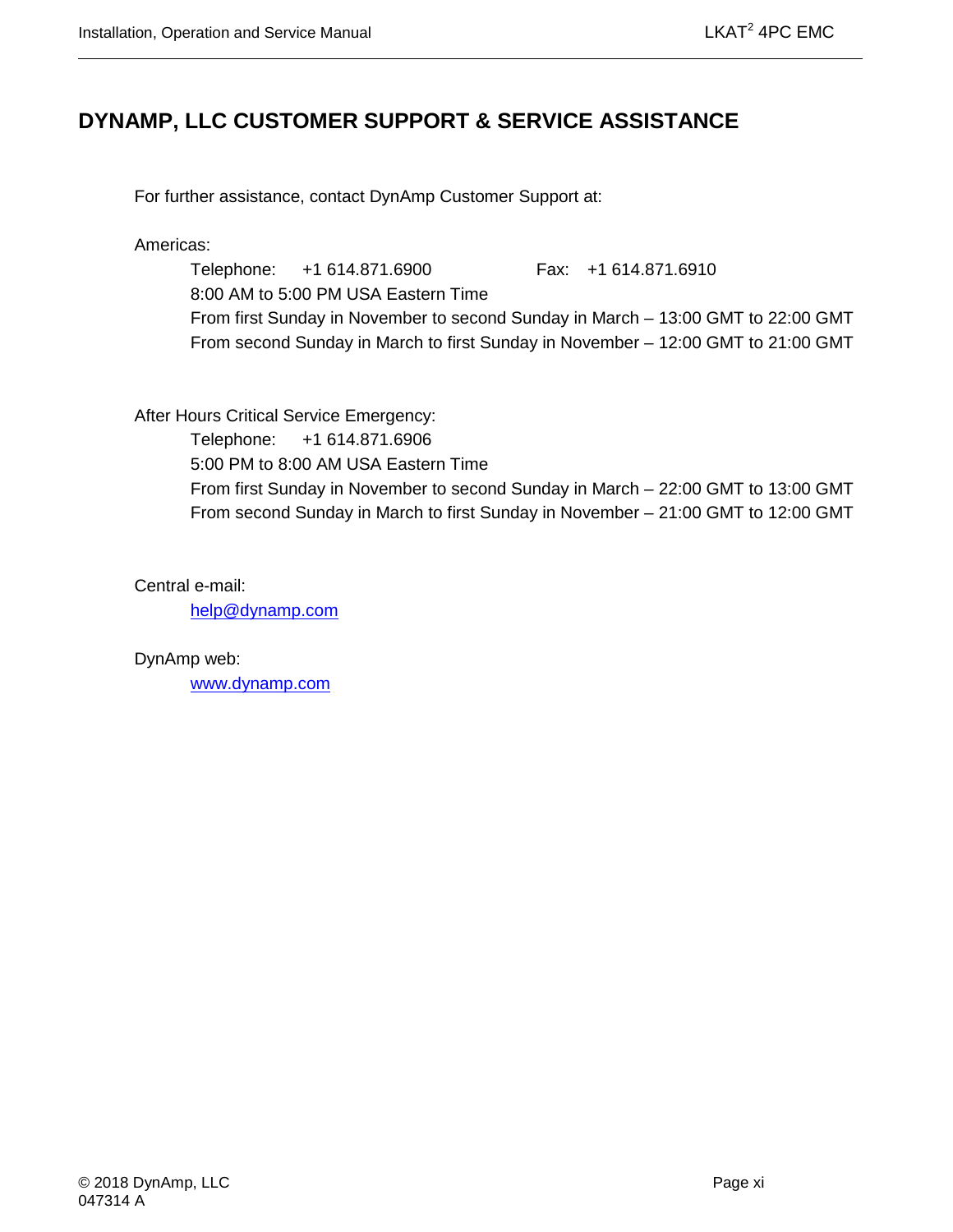## DYNAMP, LLC CUSTOMER SUPPORT & SERVICE ASSISTANCE

For further assistance, contact DynAmp Customer Support at:

Americas:

Telephone: +1 614.871.6900 Fax: +1 614.871.6910
8:00 AM to 5:00 PM USA Eastern Time
From first Sunday in November to second Sunday in March – 13:00 GMT to 22:00 GMT
From second Sunday in March to first Sunday in November – 12:00 GMT to 21:00 GMT

After Hours Critical Service Emergency:

Telephone: +1 614.871.6906
5:00 PM to 8:00 AM USA Eastern Time
From first Sunday in November to second Sunday in March – 22:00 GMT to 13:00 GMT
From second Sunday in March to first Sunday in November – 21:00 GMT to 12:00 GMT

Central e-mail:

help@dynamp.com

DynAmp web:

www.dynamp.com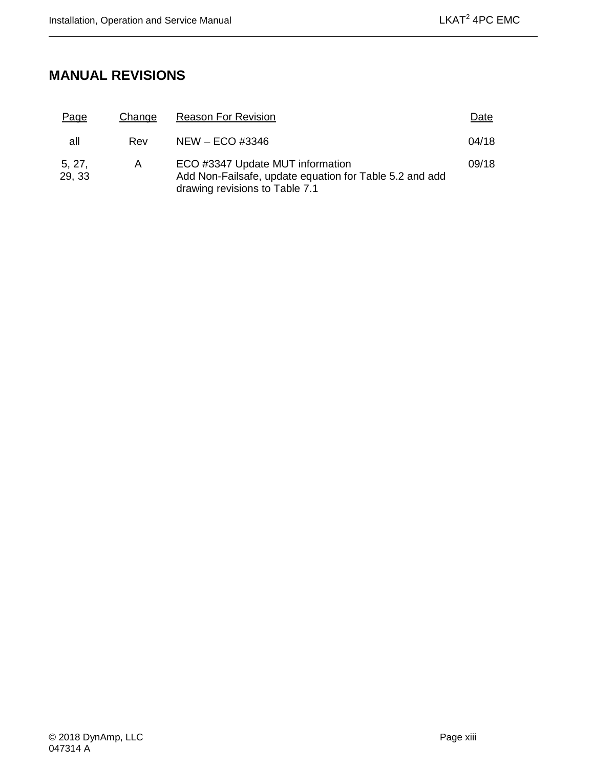# MANUAL REVISIONS

| Page | Change | Reason For Revision | Date |
|---|---|---|---|
| all | Rev | NEW – ECO #3346 | 04/18 |
| 5, 27, 29, 33 | A | ECO #3347 Update MUT information<br>Add Non-Failsafe, update equation for Table 5.2 and add drawing revisions to Table 7.1 | 09/18 |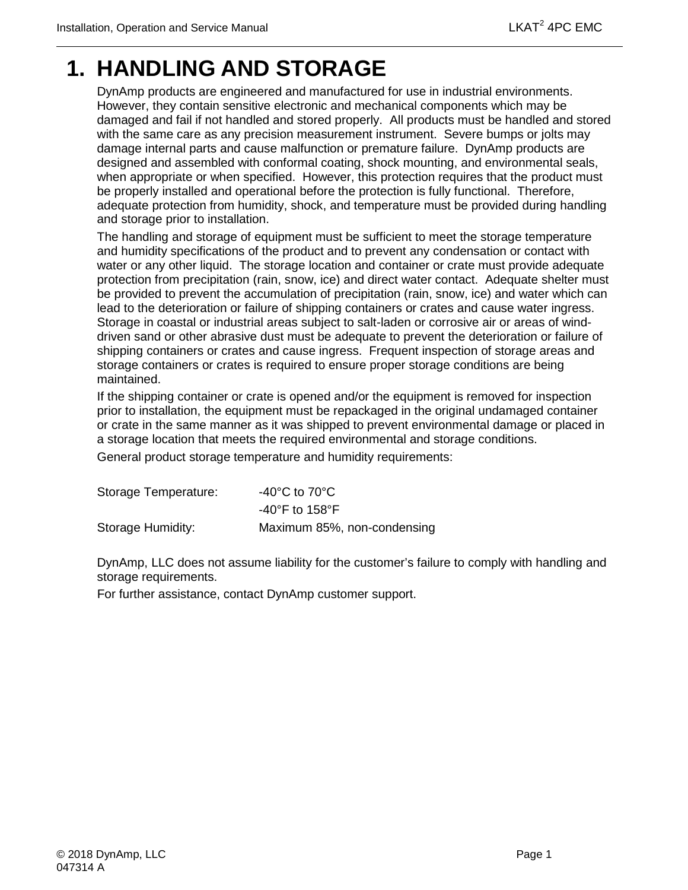# 1. HANDLING AND STORAGE

DynAmp products are engineered and manufactured for use in industrial environments. However, they contain sensitive electronic and mechanical components which may be damaged and fail if not handled and stored properly. All products must be handled and stored with the same care as any precision measurement instrument. Severe bumps or jolts may damage internal parts and cause malfunction or premature failure. DynAmp products are designed and assembled with conformal coating, shock mounting, and environmental seals, when appropriate or when specified. However, this protection requires that the product must be properly installed and operational before the protection is fully functional. Therefore, adequate protection from humidity, shock, and temperature must be provided during handling and storage prior to installation.

The handling and storage of equipment must be sufficient to meet the storage temperature and humidity specifications of the product and to prevent any condensation or contact with water or any other liquid. The storage location and container or crate must provide adequate protection from precipitation (rain, snow, ice) and direct water contact. Adequate shelter must be provided to prevent the accumulation of precipitation (rain, snow, ice) and water which can lead to the deterioration or failure of shipping containers or crates and cause water ingress. Storage in coastal or industrial areas subject to salt-laden or corrosive air or areas of wind-driven sand or other abrasive dust must be adequate to prevent the deterioration or failure of shipping containers or crates and cause ingress. Frequent inspection of storage areas and storage containers or crates is required to ensure proper storage conditions are being maintained.

If the shipping container or crate is opened and/or the equipment is removed for inspection prior to installation, the equipment must be repackaged in the original undamaged container or crate in the same manner as it was shipped to prevent environmental damage or placed in a storage location that meets the required environmental and storage conditions.

General product storage temperature and humidity requirements:

| | |
|---|---|
| Storage Temperature: | -40°C to 70°C |
| | -40°F to 158°F |
| Storage Humidity: | Maximum 85%, non-condensing |

DynAmp, LLC does not assume liability for the customer's failure to comply with handling and storage requirements.

For further assistance, contact DynAmp customer support.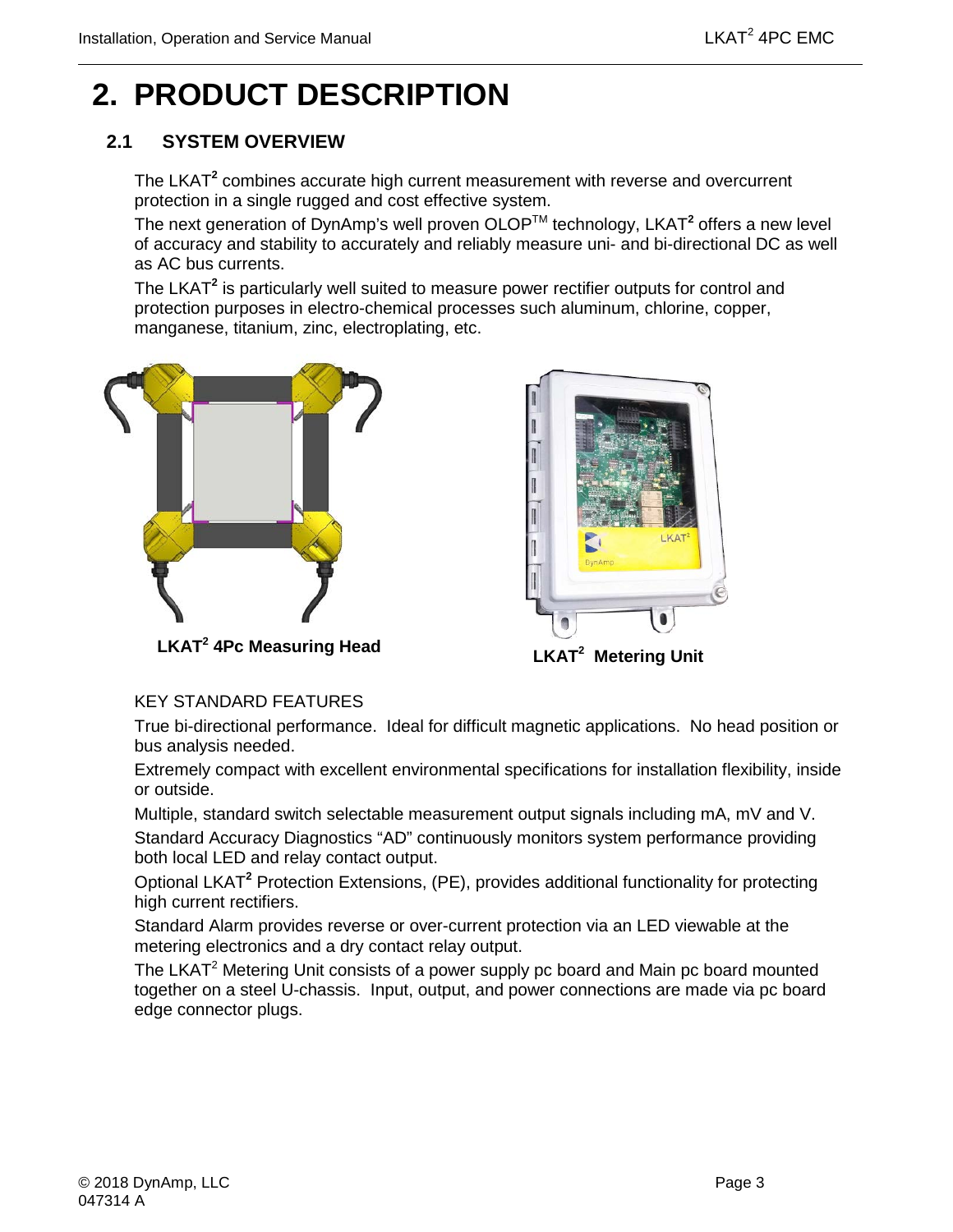# 2. PRODUCT DESCRIPTION

## 2.1 SYSTEM OVERVIEW

The LKAT$^2$ combines accurate high current measurement with reverse and overcurrent protection in a single rugged and cost effective system.

The next generation of DynAmp's well proven OLOP™ technology, LKAT$^2$ offers a new level of accuracy and stability to accurately and reliably measure uni- and bi-directional DC as well as AC bus currents.

The LKAT$^2$ is particularly well suited to measure power rectifier outputs for control and protection purposes in electro-chemical processes such aluminum, chlorine, copper, manganese, titanium, zinc, electroplating, etc.

**LKAT$^2$ 4Pc Measuring Head**

**LKAT$^2$ Metering Unit**

KEY STANDARD FEATURES

True bi-directional performance. Ideal for difficult magnetic applications. No head position or bus analysis needed.

Extremely compact with excellent environmental specifications for installation flexibility, inside or outside.

Multiple, standard switch selectable measurement output signals including mA, mV and V.

Standard Accuracy Diagnostics "AD" continuously monitors system performance providing both local LED and relay contact output.

Optional LKAT$^2$ Protection Extensions, (PE), provides additional functionality for protecting high current rectifiers.

Standard Alarm provides reverse or over-current protection via an LED viewable at the metering electronics and a dry contact relay output.

The LKAT$^2$ Metering Unit consists of a power supply pc board and Main pc board mounted together on a steel U-chassis. Input, output, and power connections are made via pc board edge connector plugs.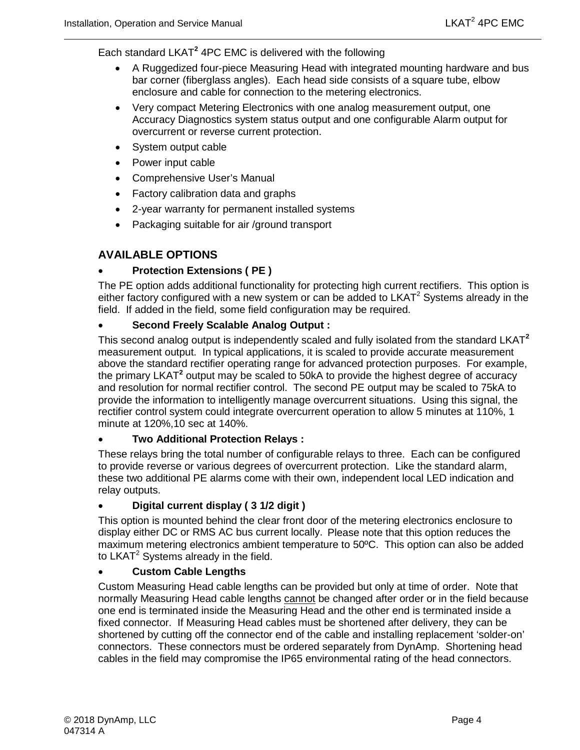Each standard LKAT$^2$ 4PC EMC is delivered with the following

- A Ruggedized four-piece Measuring Head with integrated mounting hardware and bus bar corner (fiberglass angles). Each head side consists of a square tube, elbow enclosure and cable for connection to the metering electronics.
- Very compact Metering Electronics with one analog measurement output, one Accuracy Diagnostics system status output and one configurable Alarm output for overcurrent or reverse current protection.
- System output cable
- Power input cable
- Comprehensive User's Manual
- Factory calibration data and graphs
- 2-year warranty for permanent installed systems
- Packaging suitable for air /ground transport

## AVAILABLE OPTIONS

- **Protection Extensions ( PE )**

The PE option adds additional functionality for protecting high current rectifiers. This option is either factory configured with a new system or can be added to LKAT$^2$ Systems already in the field. If added in the field, some field configuration may be required.

- **Second Freely Scalable Analog Output :**

This second analog output is independently scaled and fully isolated from the standard LKAT$^2$ measurement output. In typical applications, it is scaled to provide accurate measurement above the standard rectifier operating range for advanced protection purposes. For example, the primary LKAT$^2$ output may be scaled to 50kA to provide the highest degree of accuracy and resolution for normal rectifier control. The second PE output may be scaled to 75kA to provide the information to intelligently manage overcurrent situations. Using this signal, the rectifier control system could integrate overcurrent operation to allow 5 minutes at 110%, 1 minute at 120%,10 sec at 140%.

- **Two Additional Protection Relays :**

These relays bring the total number of configurable relays to three. Each can be configured to provide reverse or various degrees of overcurrent protection. Like the standard alarm, these two additional PE alarms come with their own, independent local LED indication and relay outputs.

- **Digital current display ( 3 1/2 digit )**

This option is mounted behind the clear front door of the metering electronics enclosure to display either DC or RMS AC bus current locally. Please note that this option reduces the maximum metering electronics ambient temperature to 50ºC. This option can also be added to LKAT$^2$ Systems already in the field.

- **Custom Cable Lengths**

Custom Measuring Head cable lengths can be provided but only at time of order. Note that normally Measuring Head cable lengths cannot be changed after order or in the field because one end is terminated inside the Measuring Head and the other end is terminated inside a fixed connector. If Measuring Head cables must be shortened after delivery, they can be shortened by cutting off the connector end of the cable and installing replacement 'solder-on' connectors. These connectors must be ordered separately from DynAmp. Shortening head cables in the field may compromise the IP65 environmental rating of the head connectors.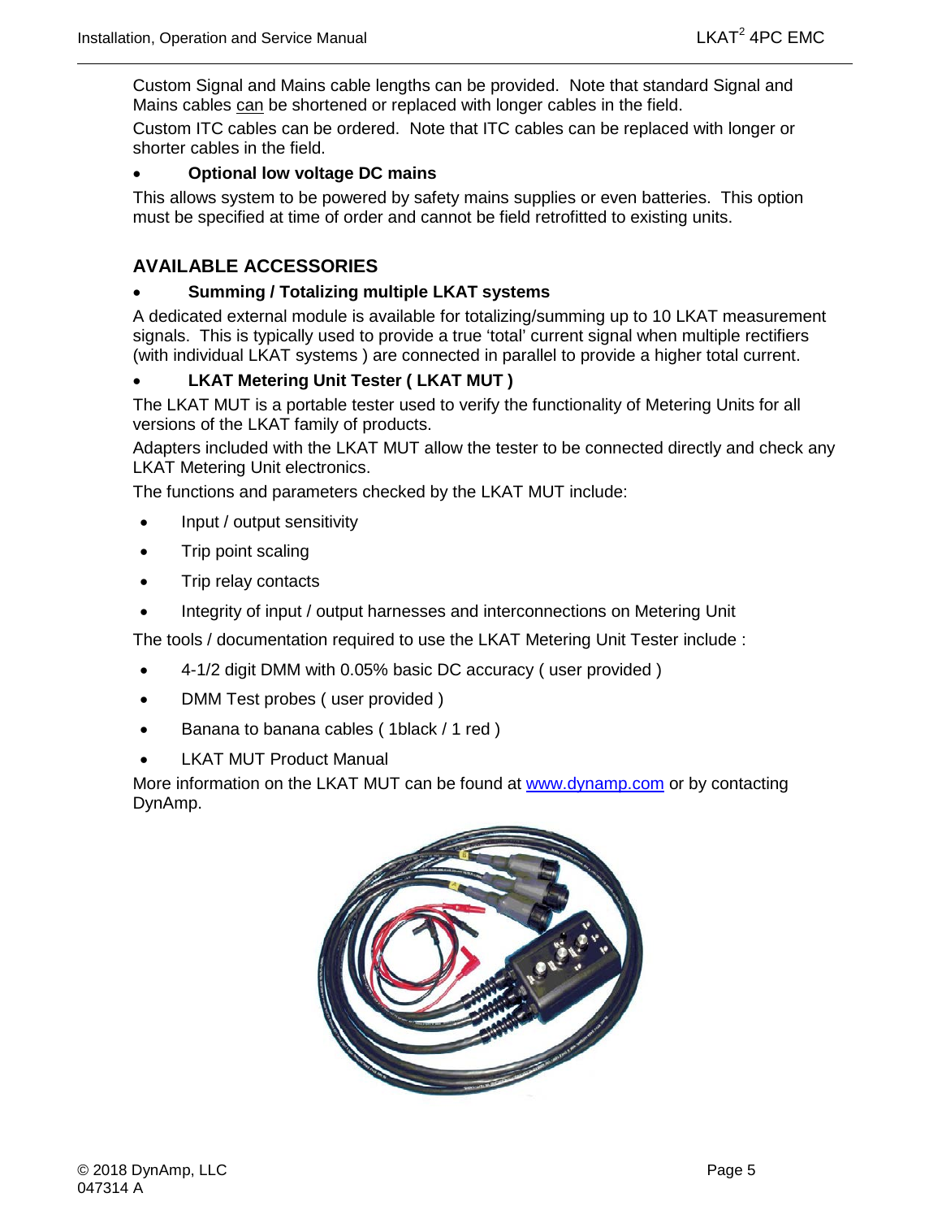Custom Signal and Mains cable lengths can be provided.  Note that standard Signal and Mains cables can be shortened or replaced with longer cables in the field.

Custom ITC cables can be ordered.  Note that ITC cables can be replaced with longer or shorter cables in the field.

- **Optional low voltage DC mains**

This allows system to be powered by safety mains supplies or even batteries.  This option must be specified at time of order and cannot be field retrofitted to existing units.

## AVAILABLE ACCESSORIES

- **Summing / Totalizing multiple LKAT systems**

A dedicated external module is available for totalizing/summing up to 10 LKAT measurement signals.  This is typically used to provide a true 'total' current signal when multiple rectifiers (with individual LKAT systems ) are connected in parallel to provide a higher total current.

- **LKAT Metering Unit Tester ( LKAT MUT )**

The LKAT MUT is a portable tester used to verify the functionality of Metering Units for all versions of the LKAT family of products.

Adapters included with the LKAT MUT allow the tester to be connected directly and check any LKAT Metering Unit electronics.

The functions and parameters checked by the LKAT MUT include:

- Input / output sensitivity
- Trip point scaling
- Trip relay contacts
- Integrity of input / output harnesses and interconnections on Metering Unit

The tools / documentation required to use the LKAT Metering Unit Tester include :

- 4-1/2 digit DMM with 0.05% basic DC accuracy ( user provided )
- DMM Test probes ( user provided )
- Banana to banana cables ( 1black / 1 red )
- LKAT MUT Product Manual

More information on the LKAT MUT can be found at www.dynamp.com or by contacting DynAmp.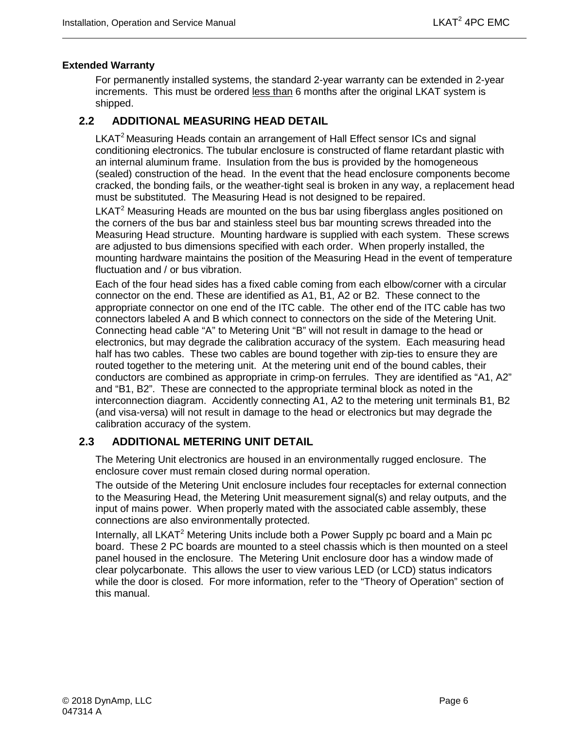**Extended Warranty**

For permanently installed systems, the standard 2-year warranty can be extended in 2-year increments. This must be ordered less than 6 months after the original LKAT system is shipped.

## 2.2 ADDITIONAL MEASURING HEAD DETAIL

LKAT$^2$ Measuring Heads contain an arrangement of Hall Effect sensor ICs and signal conditioning electronics. The tubular enclosure is constructed of flame retardant plastic with an internal aluminum frame. Insulation from the bus is provided by the homogeneous (sealed) construction of the head. In the event that the head enclosure components become cracked, the bonding fails, or the weather-tight seal is broken in any way, a replacement head must be substituted. The Measuring Head is not designed to be repaired.

LKAT$^2$ Measuring Heads are mounted on the bus bar using fiberglass angles positioned on the corners of the bus bar and stainless steel bus bar mounting screws threaded into the Measuring Head structure. Mounting hardware is supplied with each system. These screws are adjusted to bus dimensions specified with each order. When properly installed, the mounting hardware maintains the position of the Measuring Head in the event of temperature fluctuation and / or bus vibration.

Each of the four head sides has a fixed cable coming from each elbow/corner with a circular connector on the end. These are identified as A1, B1, A2 or B2. These connect to the appropriate connector on one end of the ITC cable. The other end of the ITC cable has two connectors labeled A and B which connect to connectors on the side of the Metering Unit. Connecting head cable “A” to Metering Unit “B” will not result in damage to the head or electronics, but may degrade the calibration accuracy of the system. Each measuring head half has two cables. These two cables are bound together with zip-ties to ensure they are routed together to the metering unit. At the metering unit end of the bound cables, their conductors are combined as appropriate in crimp-on ferrules. They are identified as “A1, A2” and “B1, B2”. These are connected to the appropriate terminal block as noted in the interconnection diagram. Accidently connecting A1, A2 to the metering unit terminals B1, B2 (and visa-versa) will not result in damage to the head or electronics but may degrade the calibration accuracy of the system.

## 2.3 ADDITIONAL METERING UNIT DETAIL

The Metering Unit electronics are housed in an environmentally rugged enclosure. The enclosure cover must remain closed during normal operation.

The outside of the Metering Unit enclosure includes four receptacles for external connection to the Measuring Head, the Metering Unit measurement signal(s) and relay outputs, and the input of mains power. When properly mated with the associated cable assembly, these connections are also environmentally protected.

Internally, all LKAT$^2$ Metering Units include both a Power Supply pc board and a Main pc board. These 2 PC boards are mounted to a steel chassis which is then mounted on a steel panel housed in the enclosure. The Metering Unit enclosure door has a window made of clear polycarbonate. This allows the user to view various LED (or LCD) status indicators while the door is closed. For more information, refer to the “Theory of Operation” section of this manual.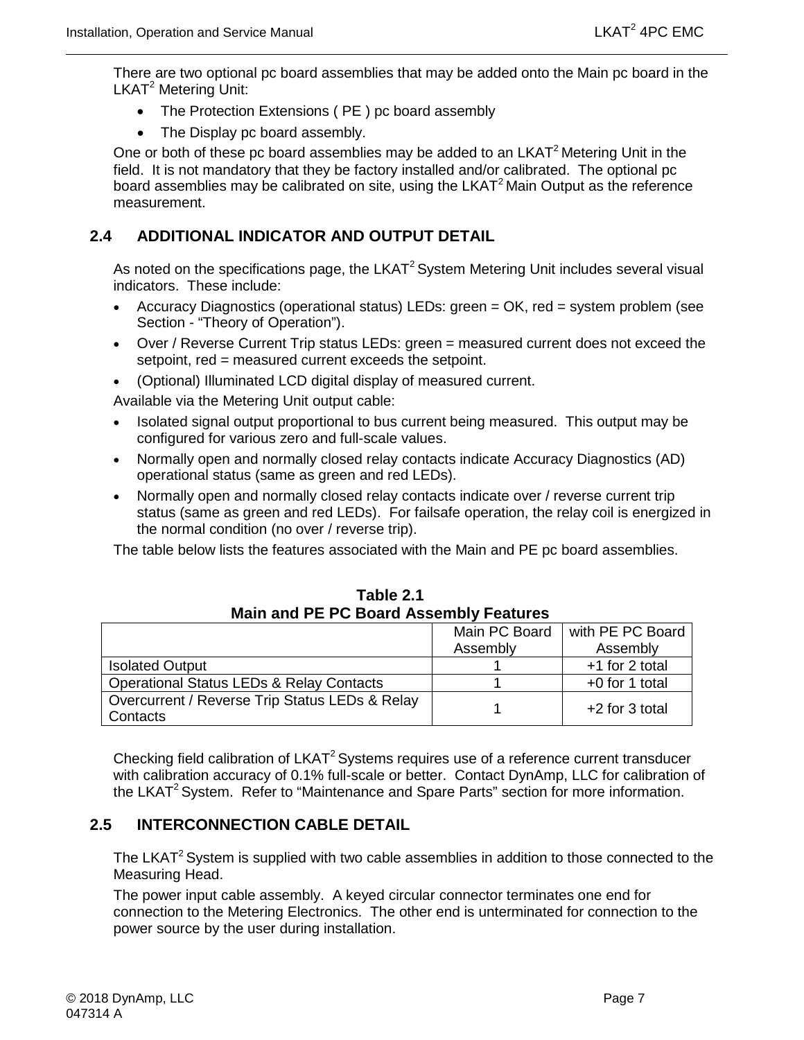There are two optional pc board assemblies that may be added onto the Main pc board in the LKAT$^2$ Metering Unit:

- The Protection Extensions ( PE ) pc board assembly
- The Display pc board assembly.

One or both of these pc board assemblies may be added to an LKAT$^2$ Metering Unit in the field. It is not mandatory that they be factory installed and/or calibrated. The optional pc board assemblies may be calibrated on site, using the LKAT$^2$ Main Output as the reference measurement.

## 2.4 ADDITIONAL INDICATOR AND OUTPUT DETAIL

As noted on the specifications page, the LKAT$^2$ System Metering Unit includes several visual indicators. These include:

- Accuracy Diagnostics (operational status) LEDs: green = OK, red = system problem (see Section - “Theory of Operation”).
- Over / Reverse Current Trip status LEDs: green = measured current does not exceed the setpoint, red = measured current exceeds the setpoint.
- (Optional) Illuminated LCD digital display of measured current.

Available via the Metering Unit output cable:

- Isolated signal output proportional to bus current being measured. This output may be configured for various zero and full-scale values.
- Normally open and normally closed relay contacts indicate Accuracy Diagnostics (AD) operational status (same as green and red LEDs).
- Normally open and normally closed relay contacts indicate over / reverse current trip status (same as green and red LEDs). For failsafe operation, the relay coil is energized in the normal condition (no over / reverse trip).

The table below lists the features associated with the Main and PE pc board assemblies.

**Table 2.1**
**Main and PE PC Board Assembly Features**

| | Main PC Board Assembly | with PE PC Board Assembly |
|---|---|---|
| Isolated Output | 1 | +1 for 2 total |
| Operational Status LEDs & Relay Contacts | 1 | +0 for 1 total |
| Overcurrent / Reverse Trip Status LEDs & Relay Contacts | 1 | +2 for 3 total |

Checking field calibration of LKAT$^2$ Systems requires use of a reference current transducer with calibration accuracy of 0.1% full-scale or better. Contact DynAmp, LLC for calibration of the LKAT$^2$ System. Refer to “Maintenance and Spare Parts” section for more information.

## 2.5 INTERCONNECTION CABLE DETAIL

The LKAT$^2$ System is supplied with two cable assemblies in addition to those connected to the Measuring Head.

The power input cable assembly. A keyed circular connector terminates one end for connection to the Metering Electronics. The other end is unterminated for connection to the power source by the user during installation.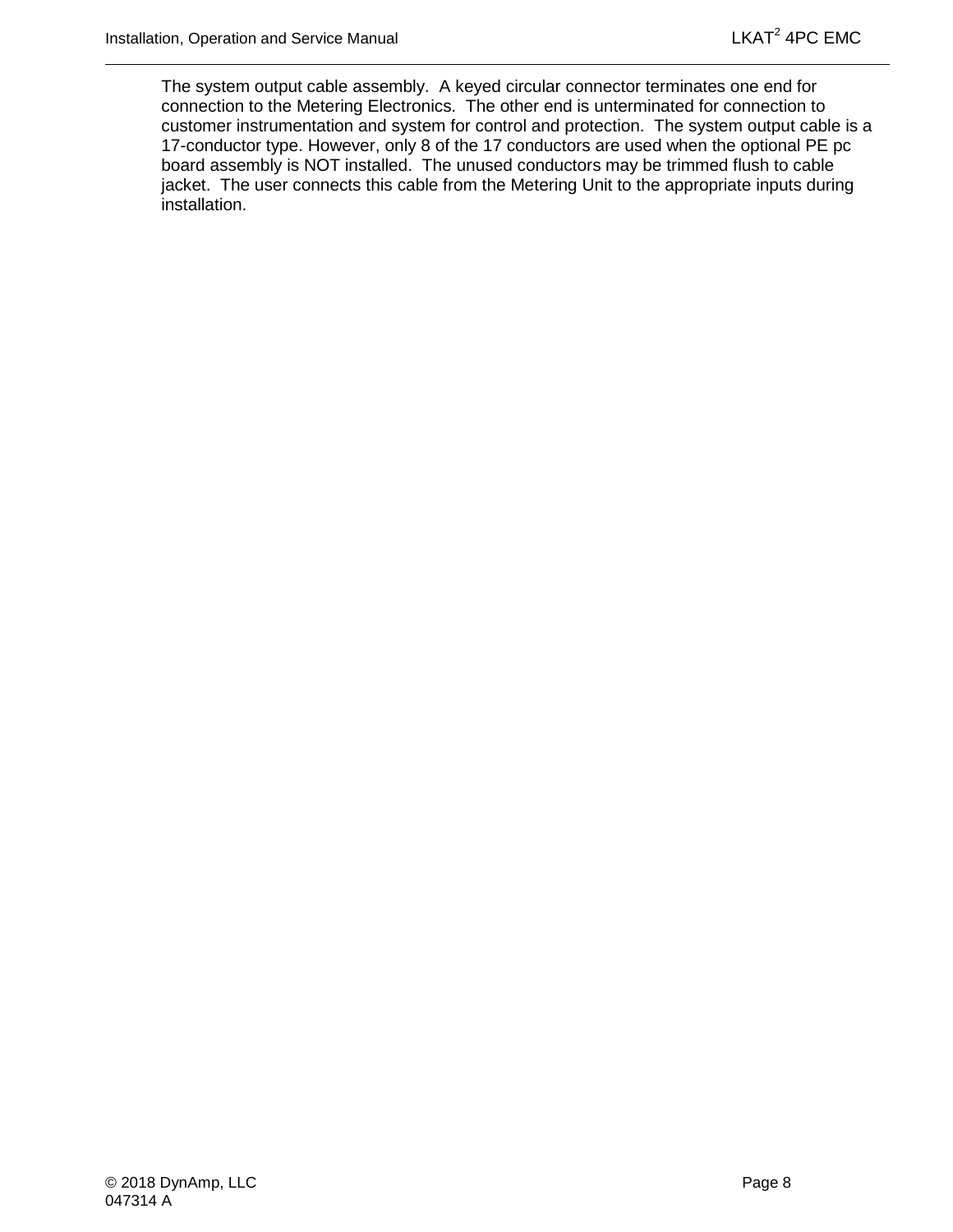The system output cable assembly. A keyed circular connector terminates one end for connection to the Metering Electronics. The other end is unterminated for connection to customer instrumentation and system for control and protection. The system output cable is a 17-conductor type. However, only 8 of the 17 conductors are used when the optional PE pc board assembly is NOT installed. The unused conductors may be trimmed flush to cable jacket. The user connects this cable from the Metering Unit to the appropriate inputs during installation.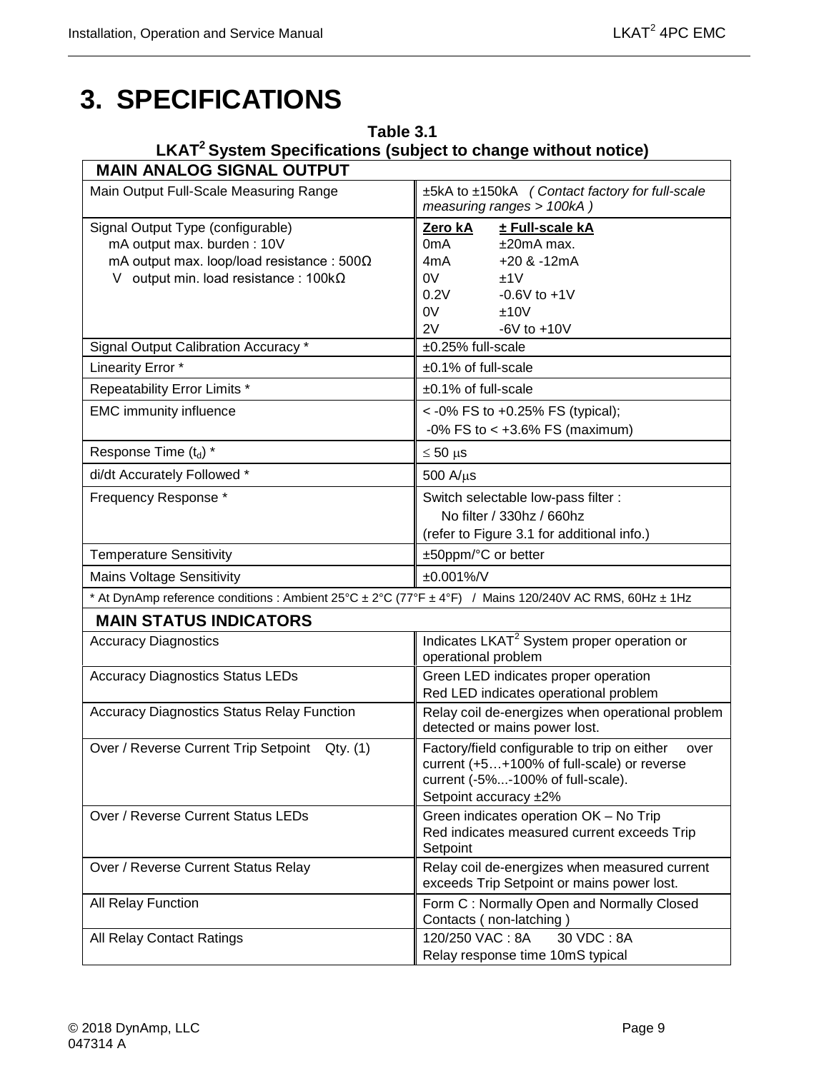# 3. SPECIFICATIONS

**Table 3.1**
**LKAT[2] System Specifications (subject to change without notice)**

| **MAIN ANALOG SIGNAL OUTPUT** | |
|---|---|
| Main Output Full-Scale Measuring Range | ±5kA to ±150kA *( Contact factory for full-scale measuring ranges > 100kA )* |
| Signal Output Type (configurable)<br>mA output max. burden : 10V<br>mA output max. loop/load resistance : 500Ω<br>V output min. load resistance : 100kΩ | **Zero kA** — **± Full-scale kA**<br>0mA — ±20mA max.<br>4mA — +20 & -12mA<br>0V — ±1V<br>0.2V — -0.6V to +1V<br>0V — ±10V<br>2V — -6V to +10V |
| Signal Output Calibration Accuracy * | ±0.25% full-scale |
| Linearity Error * | ±0.1% of full-scale |
| Repeatability Error Limits * | ±0.1% of full-scale |
| EMC immunity influence | < -0% FS to +0.25% FS (typical);<br>-0% FS to < +3.6% FS (maximum) |
| Response Time ($t_d$) * | ≤ 50 μs |
| di/dt Accurately Followed * | 500 A/μs |
| Frequency Response * | Switch selectable low-pass filter :<br>No filter / 330hz / 660hz<br>(refer to Figure 3.1 for additional info.) |
| Temperature Sensitivity | ±50ppm/°C or better |
| Mains Voltage Sensitivity | ±0.001%/V |
| * At DynAmp reference conditions : Ambient 25°C ± 2°C (77°F ± 4°F) / Mains 120/240V AC RMS, 60Hz ± 1Hz | |
| **MAIN STATUS INDICATORS** | |
| Accuracy Diagnostics | Indicates LKAT[2] System proper operation or operational problem |
| Accuracy Diagnostics Status LEDs | Green LED indicates proper operation<br>Red LED indicates operational problem |
| Accuracy Diagnostics Status Relay Function | Relay coil de-energizes when operational problem detected or mains power lost. |
| Over / Reverse Current Trip Setpoint Qty. (1) | Factory/field configurable to trip on either over current (+5…+100% of full-scale) or reverse current (-5%...-100% of full-scale).<br>Setpoint accuracy ±2% |
| Over / Reverse Current Status LEDs | Green indicates operation OK – No Trip<br>Red indicates measured current exceeds Trip Setpoint |
| Over / Reverse Current Status Relay | Relay coil de-energizes when measured current exceeds Trip Setpoint or mains power lost. |
| All Relay Function | Form C : Normally Open and Normally Closed Contacts ( non-latching ) |
| All Relay Contact Ratings | 120/250 VAC : 8A 30 VDC : 8A<br>Relay response time 10mS typical |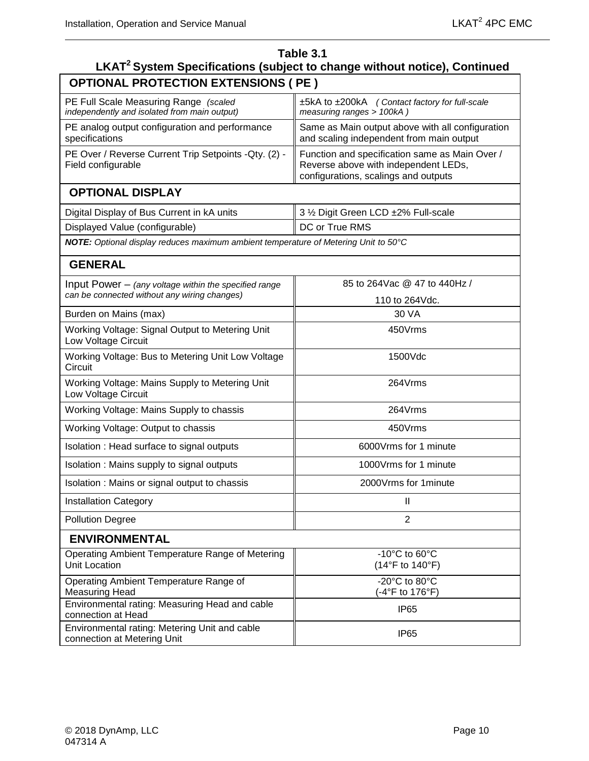**Table 3.1**
**LKAT[2] System Specifications (subject to change without notice), Continued**

| OPTIONAL PROTECTION EXTENSIONS ( PE ) | |
|---|---|
| PE Full Scale Measuring Range *(scaled independently and isolated from main output)* | ±5kA to ±200kA *( Contact factory for full-scale measuring ranges > 100kA )* |
| PE analog output configuration and performance specifications | Same as Main output above with all configuration and scaling independent from main output |
| PE Over / Reverse Current Trip Setpoints -Qty. (2) - Field configurable | Function and specification same as Main Over / Reverse above with independent LEDs, configurations, scalings and outputs |
| **OPTIONAL DISPLAY** | |
| Digital Display of Bus Current in kA units | 3 ½ Digit Green LCD ±2% Full-scale |
| Displayed Value (configurable) | DC or True RMS |
| ***NOTE:*** *Optional display reduces maximum ambient temperature of Metering Unit to 50°C* | |
| **GENERAL** | |
| Input Power – *(any voltage within the specified range can be connected without any wiring changes)* | 85 to 264Vac @ 47 to 440Hz / 110 to 264Vdc. |
| Burden on Mains (max) | 30 VA |
| Working Voltage: Signal Output to Metering Unit Low Voltage Circuit | 450Vrms |
| Working Voltage: Bus to Metering Unit Low Voltage Circuit | 1500Vdc |
| Working Voltage: Mains Supply to Metering Unit Low Voltage Circuit | 264Vrms |
| Working Voltage: Mains Supply to chassis | 264Vrms |
| Working Voltage: Output to chassis | 450Vrms |
| Isolation : Head surface to signal outputs | 6000Vrms for 1 minute |
| Isolation : Mains supply to signal outputs | 1000Vrms for 1 minute |
| Isolation : Mains or signal output to chassis | 2000Vrms for 1minute |
| Installation Category | II |
| Pollution Degree | 2 |
| **ENVIRONMENTAL** | |
| Operating Ambient Temperature Range of Metering Unit Location | -10°C to 60°C (14°F to 140°F) |
| Operating Ambient Temperature Range of Measuring Head | -20°C to 80°C (-4°F to 176°F) |
| Environmental rating: Measuring Head and cable connection at Head | IP65 |
| Environmental rating: Metering Unit and cable connection at Metering Unit | IP65 |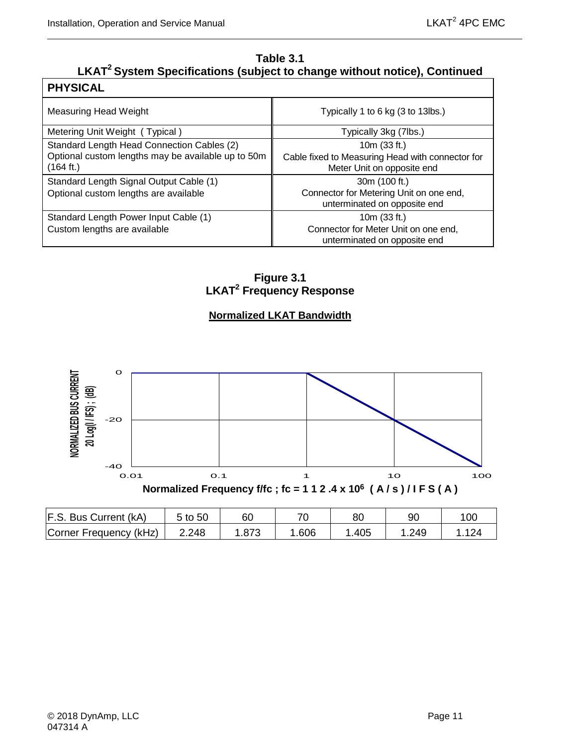**Table 3.1**
**LKAT² System Specifications (subject to change without notice), Continued**

| **PHYSICAL** | |
|---|---|
| Measuring Head Weight | Typically 1 to 6 kg (3 to 13lbs.) |
| Metering Unit Weight ( Typical ) | Typically 3kg (7lbs.) |
| Standard Length Head Connection Cables (2)<br>Optional custom lengths may be available up to 50m (164 ft.) | 10m (33 ft.)<br>Cable fixed to Measuring Head with connector for Meter Unit on opposite end |
| Standard Length Signal Output Cable (1)<br>Optional custom lengths are available | 30m (100 ft.)<br>Connector for Metering Unit on one end, unterminated on opposite end |
| Standard Length Power Input Cable (1)<br>Custom lengths are available | 10m (33 ft.)<br>Connector for Meter Unit on one end, unterminated on opposite end |

**Figure 3.1**
**LKAT² Frequency Response**

**Normalized LKAT Bandwidth**

NORMALIZED BUS CURRENT 20 Log(I / IFS) ; (dB)

0, -20, -40

0.01, 0.1, 1, 10, 100

**Normalized Frequency f/fc ; fc = 1 1 2 .4 x $10^6$ ( A / s ) / I F S ( A )**

| F.S. Bus Current (kA) | 5 to 50 | 60 | 70 | 80 | 90 | 100 |
|---|---|---|---|---|---|---|
| Corner Frequency (kHz) | 2.248 | 1.873 | 1.606 | 1.405 | 1.249 | 1.124 |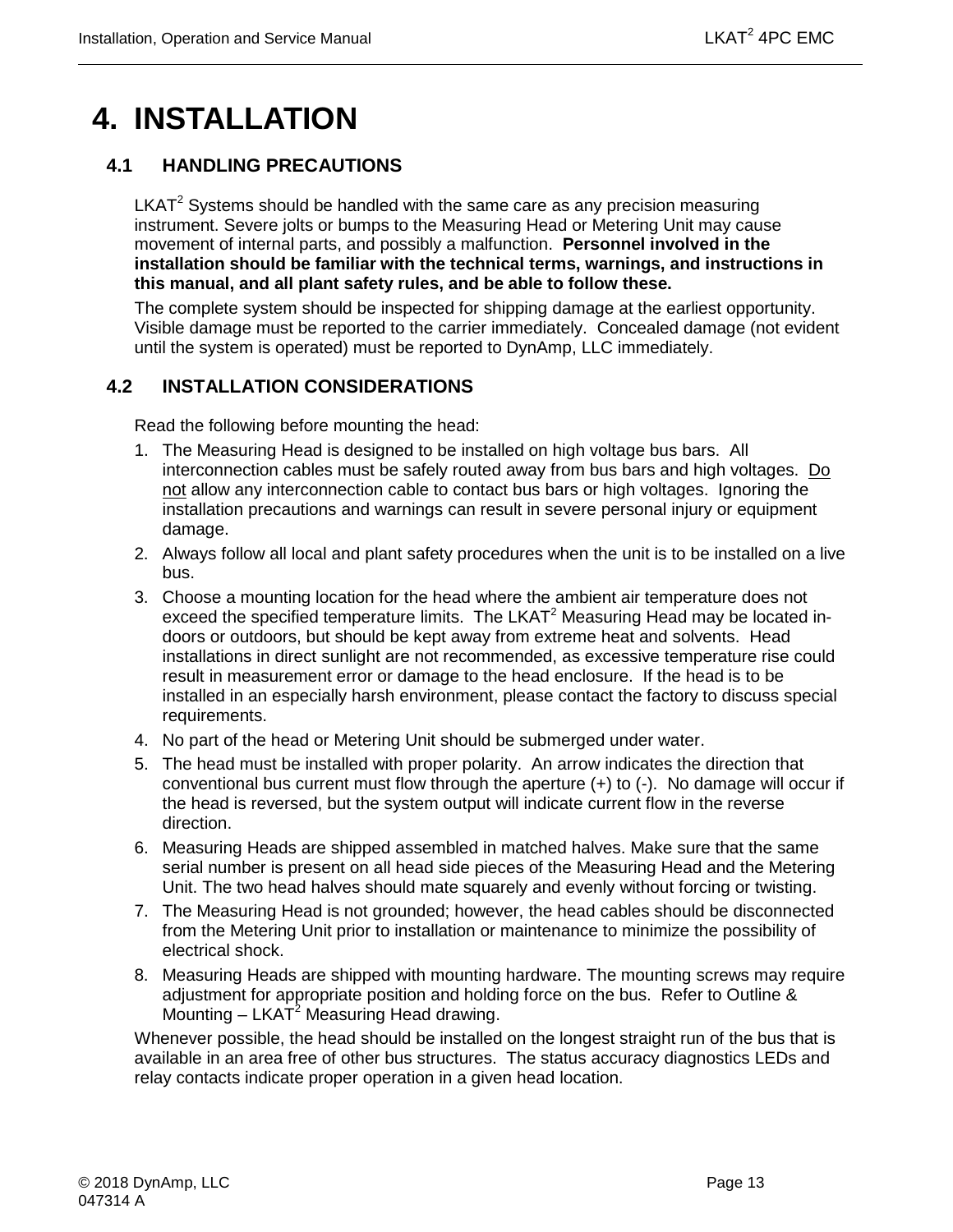# 4. INSTALLATION

## 4.1 HANDLING PRECAUTIONS

LKAT$^2$ Systems should be handled with the same care as any precision measuring instrument. Severe jolts or bumps to the Measuring Head or Metering Unit may cause movement of internal parts, and possibly a malfunction. **Personnel involved in the installation should be familiar with the technical terms, warnings, and instructions in this manual, and all plant safety rules, and be able to follow these.**

The complete system should be inspected for shipping damage at the earliest opportunity. Visible damage must be reported to the carrier immediately. Concealed damage (not evident until the system is operated) must be reported to DynAmp, LLC immediately.

## 4.2 INSTALLATION CONSIDERATIONS

Read the following before mounting the head:

1. The Measuring Head is designed to be installed on high voltage bus bars. All interconnection cables must be safely routed away from bus bars and high voltages. <u>Do not</u> allow any interconnection cable to contact bus bars or high voltages. Ignoring the installation precautions and warnings can result in severe personal injury or equipment damage.
2. Always follow all local and plant safety procedures when the unit is to be installed on a live bus.
3. Choose a mounting location for the head where the ambient air temperature does not exceed the specified temperature limits. The LKAT$^2$ Measuring Head may be located in-doors or outdoors, but should be kept away from extreme heat and solvents. Head installations in direct sunlight are not recommended, as excessive temperature rise could result in measurement error or damage to the head enclosure. If the head is to be installed in an especially harsh environment, please contact the factory to discuss special requirements.
4. No part of the head or Metering Unit should be submerged under water.
5. The head must be installed with proper polarity. An arrow indicates the direction that conventional bus current must flow through the aperture (+) to (-). No damage will occur if the head is reversed, but the system output will indicate current flow in the reverse direction.
6. Measuring Heads are shipped assembled in matched halves. Make sure that the same serial number is present on all head side pieces of the Measuring Head and the Metering Unit. The two head halves should mate squarely and evenly without forcing or twisting.
7. The Measuring Head is not grounded; however, the head cables should be disconnected from the Metering Unit prior to installation or maintenance to minimize the possibility of electrical shock.
8. Measuring Heads are shipped with mounting hardware. The mounting screws may require adjustment for appropriate position and holding force on the bus. Refer to Outline & Mounting – LKAT$^2$ Measuring Head drawing.

Whenever possible, the head should be installed on the longest straight run of the bus that is available in an area free of other bus structures. The status accuracy diagnostics LEDs and relay contacts indicate proper operation in a given head location.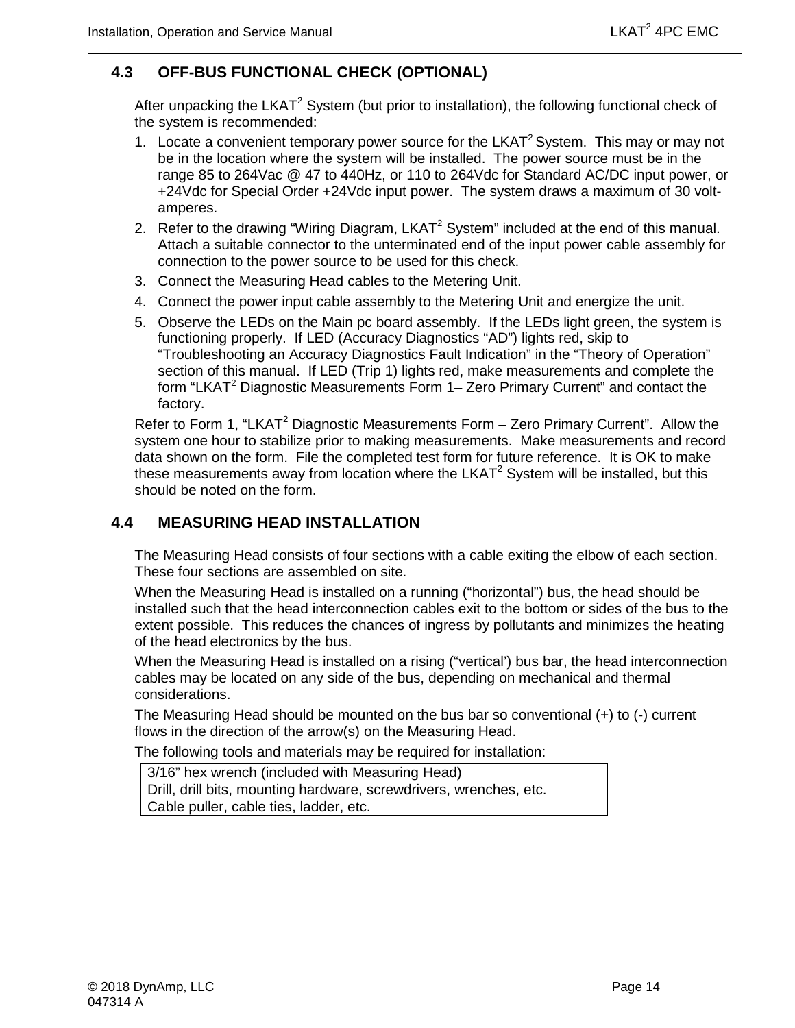## 4.3 OFF-BUS FUNCTIONAL CHECK (OPTIONAL)

After unpacking the LKAT$^2$ System (but prior to installation), the following functional check of the system is recommended:

1. Locate a convenient temporary power source for the LKAT$^2$ System. This may or may not be in the location where the system will be installed. The power source must be in the range 85 to 264Vac @ 47 to 440Hz, or 110 to 264Vdc for Standard AC/DC input power, or +24Vdc for Special Order +24Vdc input power. The system draws a maximum of 30 volt-amperes.
2. Refer to the drawing "Wiring Diagram, LKAT$^2$ System" included at the end of this manual. Attach a suitable connector to the unterminated end of the input power cable assembly for connection to the power source to be used for this check.
3. Connect the Measuring Head cables to the Metering Unit.
4. Connect the power input cable assembly to the Metering Unit and energize the unit.
5. Observe the LEDs on the Main pc board assembly. If the LEDs light green, the system is functioning properly. If LED (Accuracy Diagnostics "AD") lights red, skip to "Troubleshooting an Accuracy Diagnostics Fault Indication" in the "Theory of Operation" section of this manual. If LED (Trip 1) lights red, make measurements and complete the form "LKAT$^2$ Diagnostic Measurements Form 1– Zero Primary Current" and contact the factory.

Refer to Form 1, "LKAT$^2$ Diagnostic Measurements Form – Zero Primary Current". Allow the system one hour to stabilize prior to making measurements. Make measurements and record data shown on the form. File the completed test form for future reference. It is OK to make these measurements away from location where the LKAT$^2$ System will be installed, but this should be noted on the form.

## 4.4 MEASURING HEAD INSTALLATION

The Measuring Head consists of four sections with a cable exiting the elbow of each section. These four sections are assembled on site.

When the Measuring Head is installed on a running ("horizontal") bus, the head should be installed such that the head interconnection cables exit to the bottom or sides of the bus to the extent possible. This reduces the chances of ingress by pollutants and minimizes the heating of the head electronics by the bus.

When the Measuring Head is installed on a rising ("vertical') bus bar, the head interconnection cables may be located on any side of the bus, depending on mechanical and thermal considerations.

The Measuring Head should be mounted on the bus bar so conventional (+) to (-) current flows in the direction of the arrow(s) on the Measuring Head.

The following tools and materials may be required for installation:

| 3/16" hex wrench (included with Measuring Head) |
|---|
| Drill, drill bits, mounting hardware, screwdrivers, wrenches, etc. |
| Cable puller, cable ties, ladder, etc. |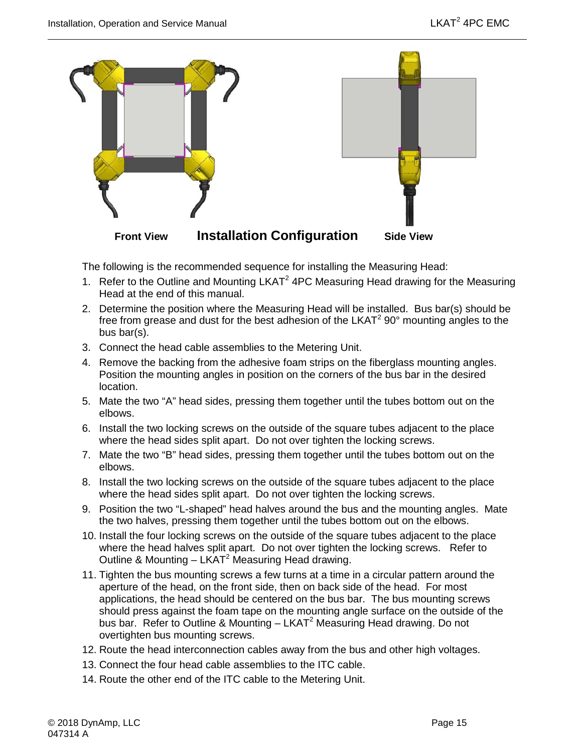Front View **Installation Configuration** Side View

The following is the recommended sequence for installing the Measuring Head:

1. Refer to the Outline and Mounting LKAT$^2$ 4PC Measuring Head drawing for the Measuring Head at the end of this manual.
2. Determine the position where the Measuring Head will be installed. Bus bar(s) should be free from grease and dust for the best adhesion of the LKAT$^2$ 90° mounting angles to the bus bar(s).
3. Connect the head cable assemblies to the Metering Unit.
4. Remove the backing from the adhesive foam strips on the fiberglass mounting angles. Position the mounting angles in position on the corners of the bus bar in the desired location.
5. Mate the two "A" head sides, pressing them together until the tubes bottom out on the elbows.
6. Install the two locking screws on the outside of the square tubes adjacent to the place where the head sides split apart. Do not over tighten the locking screws.
7. Mate the two "B" head sides, pressing them together until the tubes bottom out on the elbows.
8. Install the two locking screws on the outside of the square tubes adjacent to the place where the head sides split apart. Do not over tighten the locking screws.
9. Position the two "L-shaped" head halves around the bus and the mounting angles. Mate the two halves, pressing them together until the tubes bottom out on the elbows.
10. Install the four locking screws on the outside of the square tubes adjacent to the place where the head halves split apart. Do not over tighten the locking screws. Refer to Outline & Mounting – LKAT$^2$ Measuring Head drawing.
11. Tighten the bus mounting screws a few turns at a time in a circular pattern around the aperture of the head, on the front side, then on back side of the head. For most applications, the head should be centered on the bus bar. The bus mounting screws should press against the foam tape on the mounting angle surface on the outside of the bus bar. Refer to Outline & Mounting – LKAT$^2$ Measuring Head drawing. Do not overtighten bus mounting screws.
12. Route the head interconnection cables away from the bus and other high voltages.
13. Connect the four head cable assemblies to the ITC cable.
14. Route the other end of the ITC cable to the Metering Unit.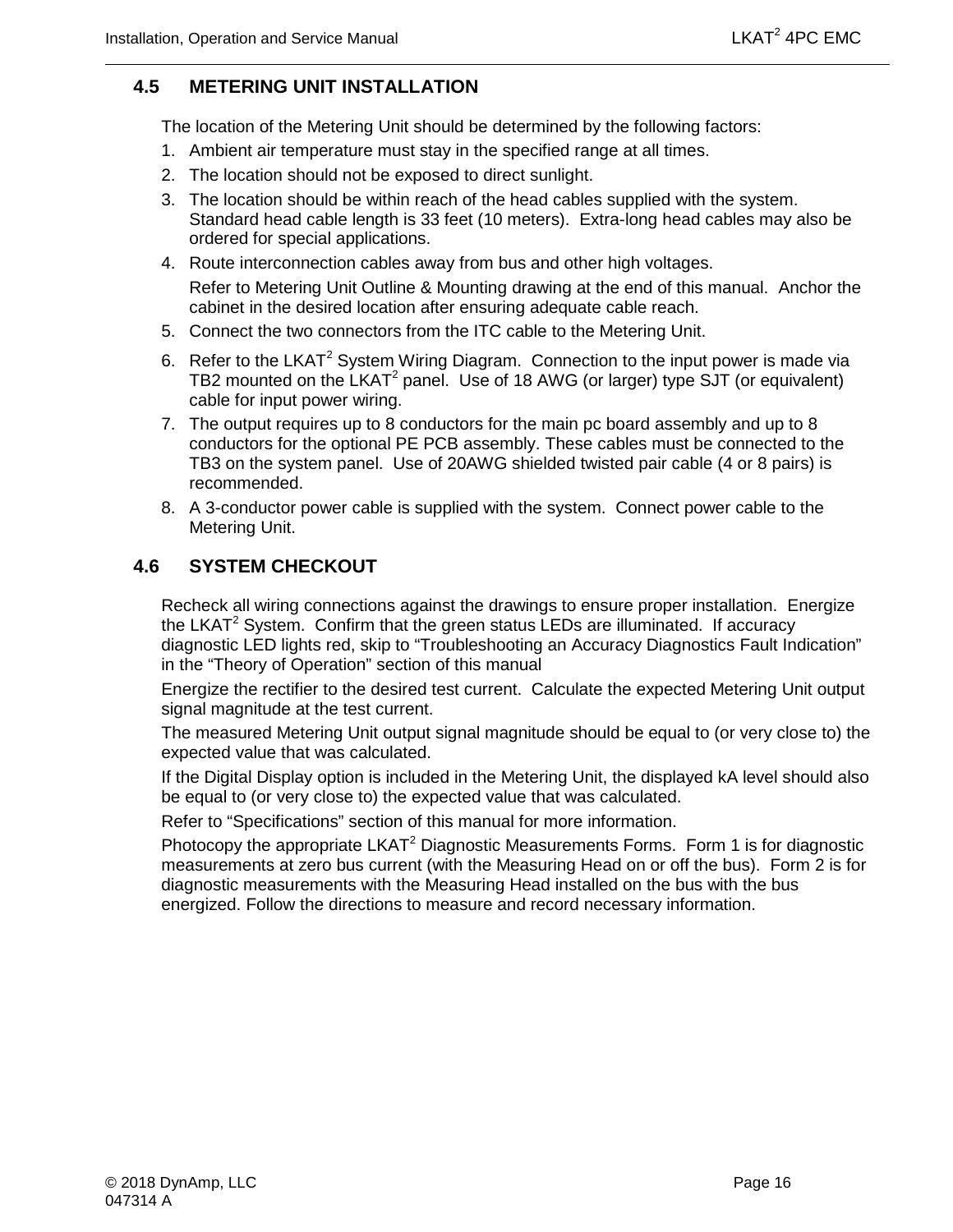## 4.5 METERING UNIT INSTALLATION

The location of the Metering Unit should be determined by the following factors:

1. Ambient air temperature must stay in the specified range at all times.
2. The location should not be exposed to direct sunlight.
3. The location should be within reach of the head cables supplied with the system. Standard head cable length is 33 feet (10 meters). Extra-long head cables may also be ordered for special applications.
4. Route interconnection cables away from bus and other high voltages.

   Refer to Metering Unit Outline & Mounting drawing at the end of this manual. Anchor the cabinet in the desired location after ensuring adequate cable reach.
5. Connect the two connectors from the ITC cable to the Metering Unit.
6. Refer to the $LKAT^2$ System Wiring Diagram. Connection to the input power is made via TB2 mounted on the $LKAT^2$ panel. Use of 18 AWG (or larger) type SJT (or equivalent) cable for input power wiring.
7. The output requires up to 8 conductors for the main pc board assembly and up to 8 conductors for the optional PE PCB assembly. These cables must be connected to the TB3 on the system panel. Use of 20AWG shielded twisted pair cable (4 or 8 pairs) is recommended.
8. A 3-conductor power cable is supplied with the system. Connect power cable to the Metering Unit.

## 4.6 SYSTEM CHECKOUT

Recheck all wiring connections against the drawings to ensure proper installation. Energize the $LKAT^2$ System. Confirm that the green status LEDs are illuminated. If accuracy diagnostic LED lights red, skip to "Troubleshooting an Accuracy Diagnostics Fault Indication" in the "Theory of Operation" section of this manual

Energize the rectifier to the desired test current. Calculate the expected Metering Unit output signal magnitude at the test current.

The measured Metering Unit output signal magnitude should be equal to (or very close to) the expected value that was calculated.

If the Digital Display option is included in the Metering Unit, the displayed kA level should also be equal to (or very close to) the expected value that was calculated.

Refer to "Specifications" section of this manual for more information.

Photocopy the appropriate $LKAT^2$ Diagnostic Measurements Forms. Form 1 is for diagnostic measurements at zero bus current (with the Measuring Head on or off the bus). Form 2 is for diagnostic measurements with the Measuring Head installed on the bus with the bus energized. Follow the directions to measure and record necessary information.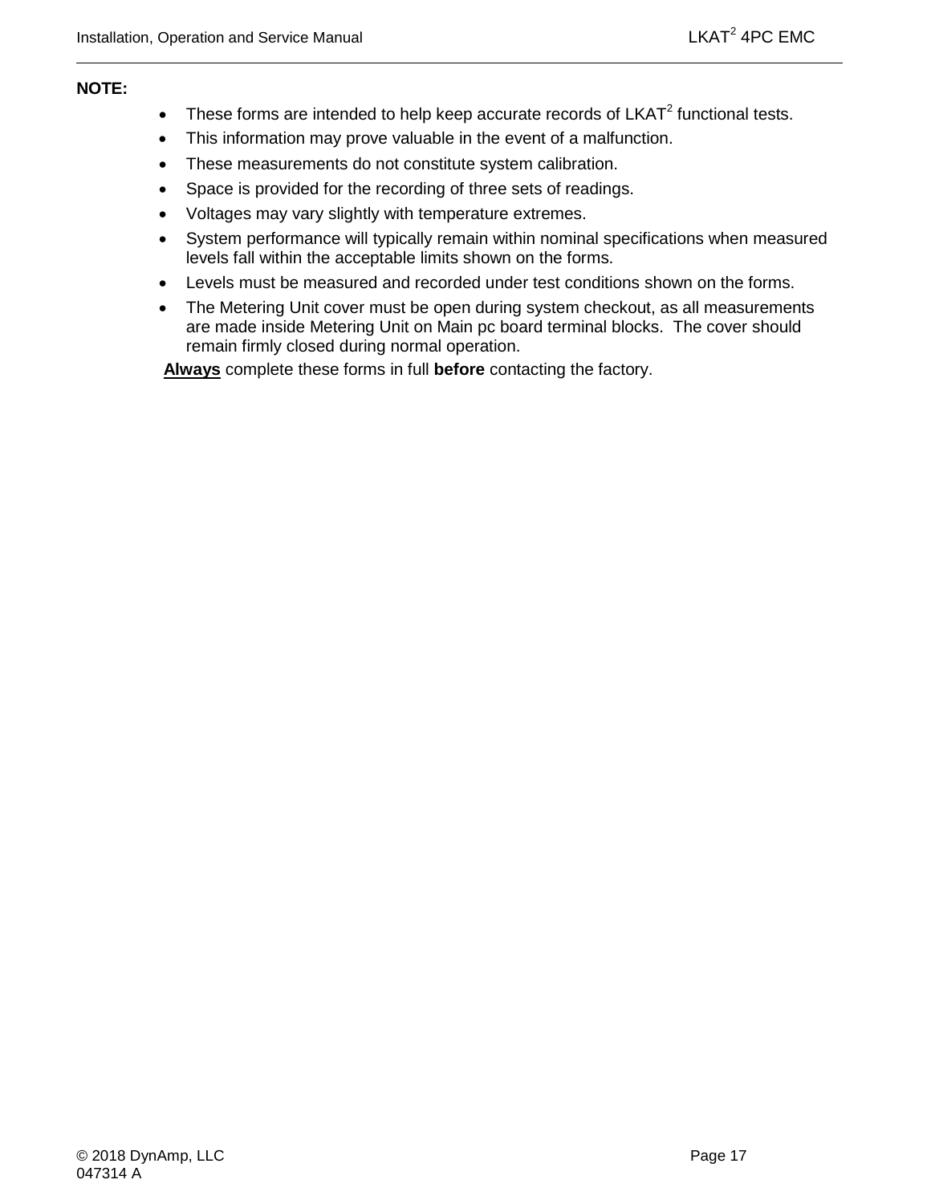**NOTE:**

- These forms are intended to help keep accurate records of LKAT$^2$ functional tests.
- This information may prove valuable in the event of a malfunction.
- These measurements do not constitute system calibration.
- Space is provided for the recording of three sets of readings.
- Voltages may vary slightly with temperature extremes.
- System performance will typically remain within nominal specifications when measured levels fall within the acceptable limits shown on the forms.
- Levels must be measured and recorded under test conditions shown on the forms.
- The Metering Unit cover must be open during system checkout, as all measurements are made inside Metering Unit on Main pc board terminal blocks. The cover should remain firmly closed during normal operation.

<u>**Always**</u> complete these forms in full **before** contacting the factory.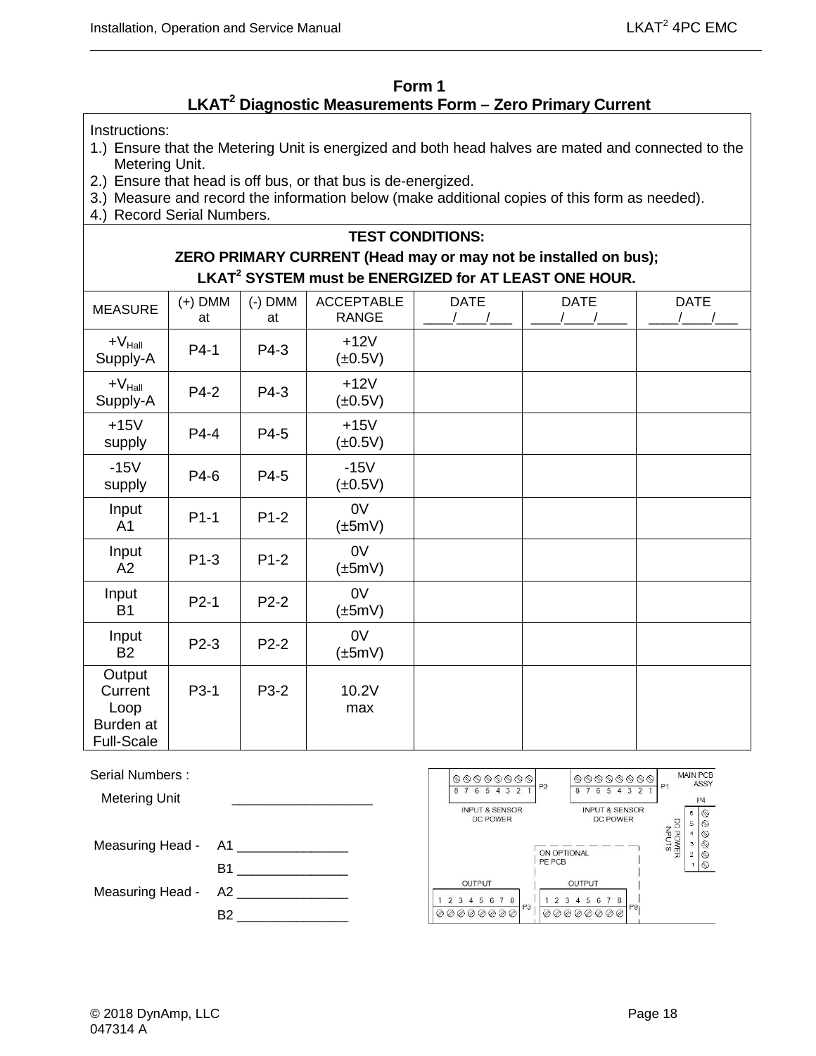## Form 1

## LKAT[2] Diagnostic Measurements Form – Zero Primary Current

Instructions:

1.) Ensure that the Metering Unit is energized and both head halves are mated and connected to the Metering Unit.
2.) Ensure that head is off bus, or that bus is de-energized.
3.) Measure and record the information below (make additional copies of this form as needed).
4.) Record Serial Numbers.

**TEST CONDITIONS:**
**ZERO PRIMARY CURRENT (Head may or may not be installed on bus);**
**LKAT[2] SYSTEM must be ENERGIZED for AT LEAST ONE HOUR.**

| MEASURE | (+) DMM at | (-) DMM at | ACCEPTABLE RANGE | DATE \_\_\_\_/\_\_\_\_/\_\_\_ | DATE \_\_\_\_/\_\_\_\_/\_\_\_\_ | DATE \_\_\_\_/\_\_\_\_/\_\_\_ |
|---|---|---|---|---|---|---|
| $+V_{Hall}$ Supply-A | P4-1 | P4-3 | +12V (±0.5V) | | | |
| $+V_{Hall}$ Supply-A | P4-2 | P4-3 | +12V (±0.5V) | | | |
| +15V supply | P4-4 | P4-5 | +15V (±0.5V) | | | |
| -15V supply | P4-6 | P4-5 | -15V (±0.5V) | | | |
| Input A1 | P1-1 | P1-2 | 0V (±5mV) | | | |
| Input A2 | P1-3 | P1-2 | 0V (±5mV) | | | |
| Input B1 | P2-1 | P2-2 | 0V (±5mV) | | | |
| Input B2 | P2-3 | P2-2 | 0V (±5mV) | | | |
| Output Current Loop Burden at Full-Scale | P3-1 | P3-2 | 10.2V max | | | |

Serial Numbers :

Metering Unit \_\_\_\_\_\_\_\_\_\_\_\_\_\_\_\_\_\_\_\_

Measuring Head - A1 \_\_\_\_\_\_\_\_\_\_\_\_\_\_\_\_

B1 \_\_\_\_\_\_\_\_\_\_\_\_\_\_\_\_

Measuring Head - A2 \_\_\_\_\_\_\_\_\_\_\_\_\_\_\_\_

B2 \_\_\_\_\_\_\_\_\_\_\_\_\_\_\_\_

MAIN PCB ASSY

P2: 8 7 6 5 4 3 2 1 — INPUT & SENSOR DC POWER

P1: 8 7 6 5 4 3 2 1 — INPUT & SENSOR DC POWER

P4: 6 5 4 3 2 1 — DC POWER INPUTS

P3: OUTPUT 1 2 3 4 5 6 7 8

P9: OUTPUT 1 2 3 4 5 6 7 8 — ON OPTIONAL PE PCB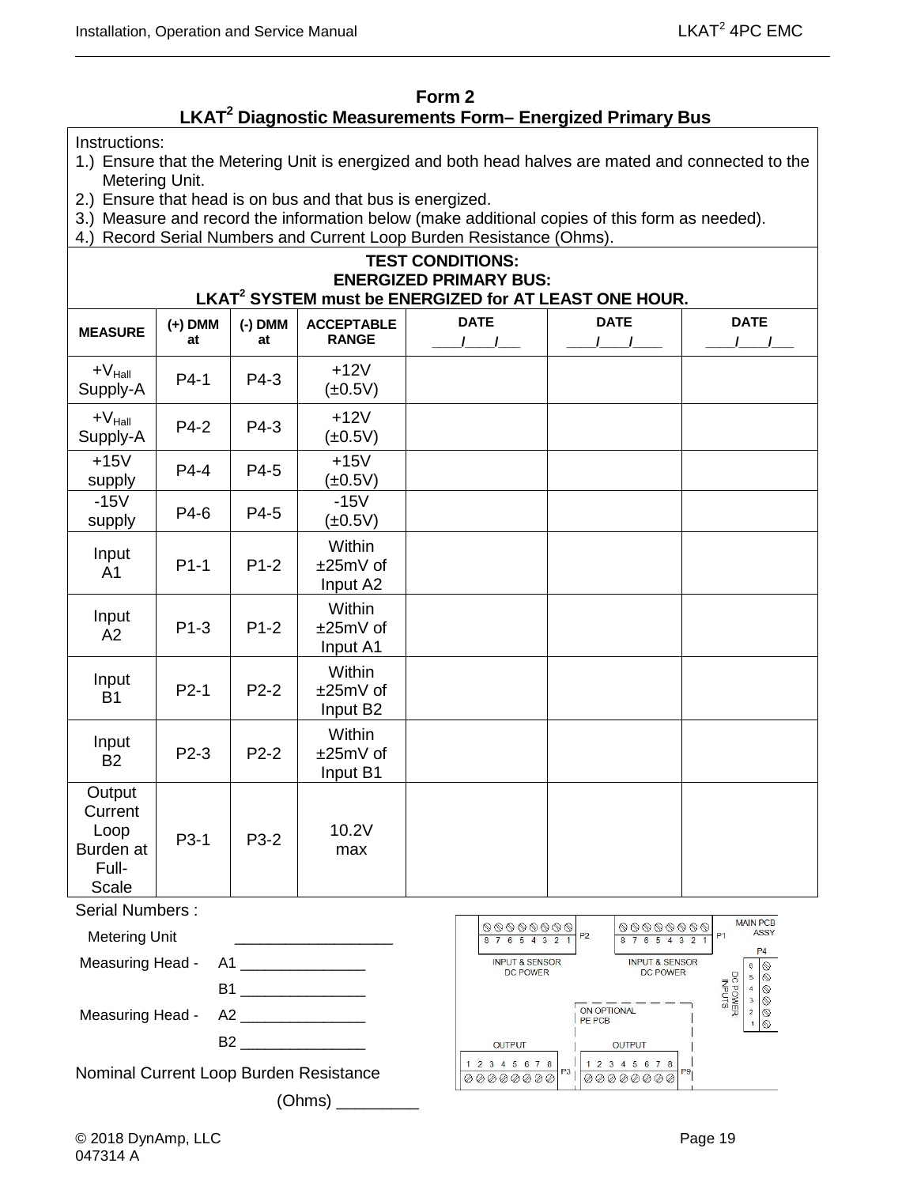# Form 2

## LKAT² Diagnostic Measurements Form– Energized Primary Bus

Instructions:

1.) Ensure that the Metering Unit is energized and both head halves are mated and connected to the Metering Unit.
2.) Ensure that head is on bus and that bus is energized.
3.) Measure and record the information below (make additional copies of this form as needed).
4.) Record Serial Numbers and Current Loop Burden Resistance (Ohms).

**TEST CONDITIONS:**
**ENERGIZED PRIMARY BUS:**
**LKAT² SYSTEM must be ENERGIZED for AT LEAST ONE HOUR.**

| MEASURE | (+) DMM at | (-) DMM at | ACCEPTABLE RANGE | DATE ___/___/___ | DATE ___/___/___ | DATE ___/___/___ |
|---|---|---|---|---|---|---|
| $+V_{Hall}$ Supply-A | P4-1 | P4-3 | +12V (±0.5V) | | | |
| $+V_{Hall}$ Supply-A | P4-2 | P4-3 | +12V (±0.5V) | | | |
| +15V supply | P4-4 | P4-5 | +15V (±0.5V) | | | |
| -15V supply | P4-6 | P4-5 | -15V (±0.5V) | | | |
| Input A1 | P1-1 | P1-2 | Within ±25mV of Input A2 | | | |
| Input A2 | P1-3 | P1-2 | Within ±25mV of Input A1 | | | |
| Input B1 | P2-1 | P2-2 | Within ±25mV of Input B2 | | | |
| Input B2 | P2-3 | P2-2 | Within ±25mV of Input B1 | | | |
| Output Current Loop Burden at Full-Scale | P3-1 | P3-2 | 10.2V max | | | |

Serial Numbers :

Metering Unit ___________________

Measuring Head - A1 _______________

B1 _______________

Measuring Head - A2 _______________

B2 _______________

Nominal Current Loop Burden Resistance

(Ohms) _________

P2: 8 7 6 5 4 3 2 1 — INPUT & SENSOR DC POWER
P1: 8 7 6 5 4 3 2 1 — INPUT & SENSOR DC POWER — MAIN PCB ASSY
P4: 6 5 4 3 2 1 — DC POWER INPUTS
ON OPTIONAL PE PCB
P3: OUTPUT 1 2 3 4 5 6 7 8
P8: OUTPUT 1 2 3 4 5 6 7 8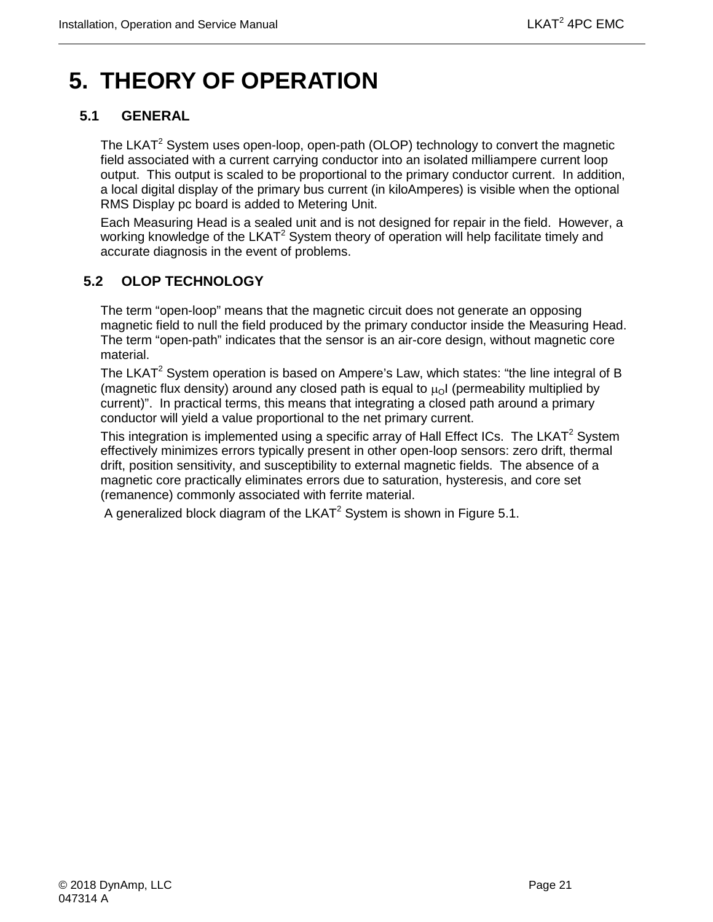# 5. THEORY OF OPERATION

## 5.1 GENERAL

The LKAT[2] System uses open-loop, open-path (OLOP) technology to convert the magnetic field associated with a current carrying conductor into an isolated milliampere current loop output. This output is scaled to be proportional to the primary conductor current. In addition, a local digital display of the primary bus current (in kiloAmperes) is visible when the optional RMS Display pc board is added to Metering Unit.

Each Measuring Head is a sealed unit and is not designed for repair in the field. However, a working knowledge of the LKAT[2] System theory of operation will help facilitate timely and accurate diagnosis in the event of problems.

## 5.2 OLOP TECHNOLOGY

The term "open-loop" means that the magnetic circuit does not generate an opposing magnetic field to null the field produced by the primary conductor inside the Measuring Head. The term "open-path" indicates that the sensor is an air-core design, without magnetic core material.

The LKAT[2] System operation is based on Ampere's Law, which states: "the line integral of B (magnetic flux density) around any closed path is equal to $\mu_O I$ (permeability multiplied by current)". In practical terms, this means that integrating a closed path around a primary conductor will yield a value proportional to the net primary current.

This integration is implemented using a specific array of Hall Effect ICs. The LKAT[2] System effectively minimizes errors typically present in other open-loop sensors: zero drift, thermal drift, position sensitivity, and susceptibility to external magnetic fields. The absence of a magnetic core practically eliminates errors due to saturation, hysteresis, and core set (remanence) commonly associated with ferrite material.

A generalized block diagram of the LKAT[2] System is shown in Figure 5.1.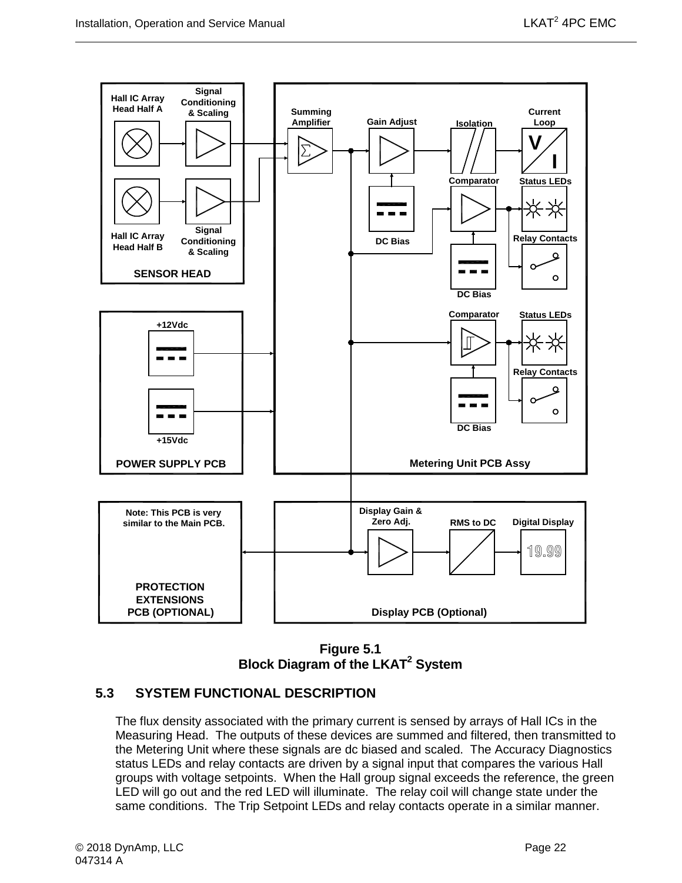**Figure 5.1**
**Block Diagram of the LKAT² System**

## 5.3 SYSTEM FUNCTIONAL DESCRIPTION

The flux density associated with the primary current is sensed by arrays of Hall ICs in the Measuring Head. The outputs of these devices are summed and filtered, then transmitted to the Metering Unit where these signals are dc biased and scaled. The Accuracy Diagnostics status LEDs and relay contacts are driven by a signal input that compares the various Hall groups with voltage setpoints. When the Hall group signal exceeds the reference, the green LED will go out and the red LED will illuminate. The relay coil will change state under the same conditions. The Trip Setpoint LEDs and relay contacts operate in a similar manner.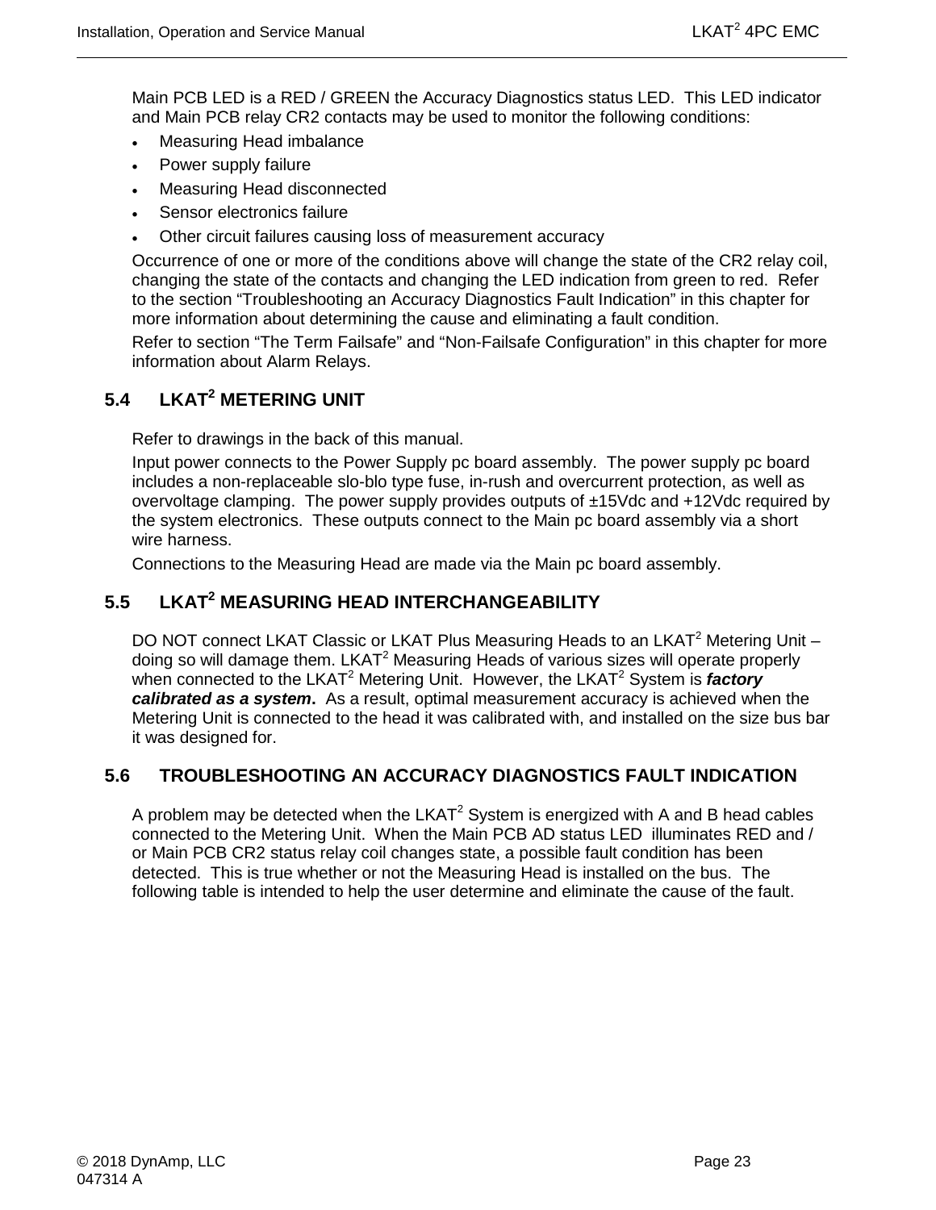Main PCB LED is a RED / GREEN the Accuracy Diagnostics status LED.  This LED indicator and Main PCB relay CR2 contacts may be used to monitor the following conditions:

- Measuring Head imbalance
- Power supply failure
- Measuring Head disconnected
- Sensor electronics failure
- Other circuit failures causing loss of measurement accuracy

Occurrence of one or more of the conditions above will change the state of the CR2 relay coil, changing the state of the contacts and changing the LED indication from green to red.  Refer to the section “Troubleshooting an Accuracy Diagnostics Fault Indication” in this chapter for more information about determining the cause and eliminating a fault condition.

Refer to section “The Term Failsafe” and “Non-Failsafe Configuration” in this chapter for more information about Alarm Relays.

## 5.4 LKAT$^2$ METERING UNIT

Refer to drawings in the back of this manual.

Input power connects to the Power Supply pc board assembly.  The power supply pc board includes a non-replaceable slo-blo type fuse, in-rush and overcurrent protection, as well as overvoltage clamping.  The power supply provides outputs of ±15Vdc and +12Vdc required by the system electronics.  These outputs connect to the Main pc board assembly via a short wire harness.

Connections to the Measuring Head are made via the Main pc board assembly.

## 5.5 LKAT$^2$ MEASURING HEAD INTERCHANGEABILITY

DO NOT connect LKAT Classic or LKAT Plus Measuring Heads to an LKAT$^2$ Metering Unit – doing so will damage them. LKAT$^2$ Measuring Heads of various sizes will operate properly when connected to the LKAT$^2$ Metering Unit.  However, the LKAT$^2$ System is ***factory calibrated as a system***.  As a result, optimal measurement accuracy is achieved when the Metering Unit is connected to the head it was calibrated with, and installed on the size bus bar it was designed for.

## 5.6 TROUBLESHOOTING AN ACCURACY DIAGNOSTICS FAULT INDICATION

A problem may be detected when the LKAT$^2$ System is energized with A and B head cables connected to the Metering Unit.  When the Main PCB AD status LED  illuminates RED and / or Main PCB CR2 status relay coil changes state, a possible fault condition has been detected.  This is true whether or not the Measuring Head is installed on the bus.  The following table is intended to help the user determine and eliminate the cause of the fault.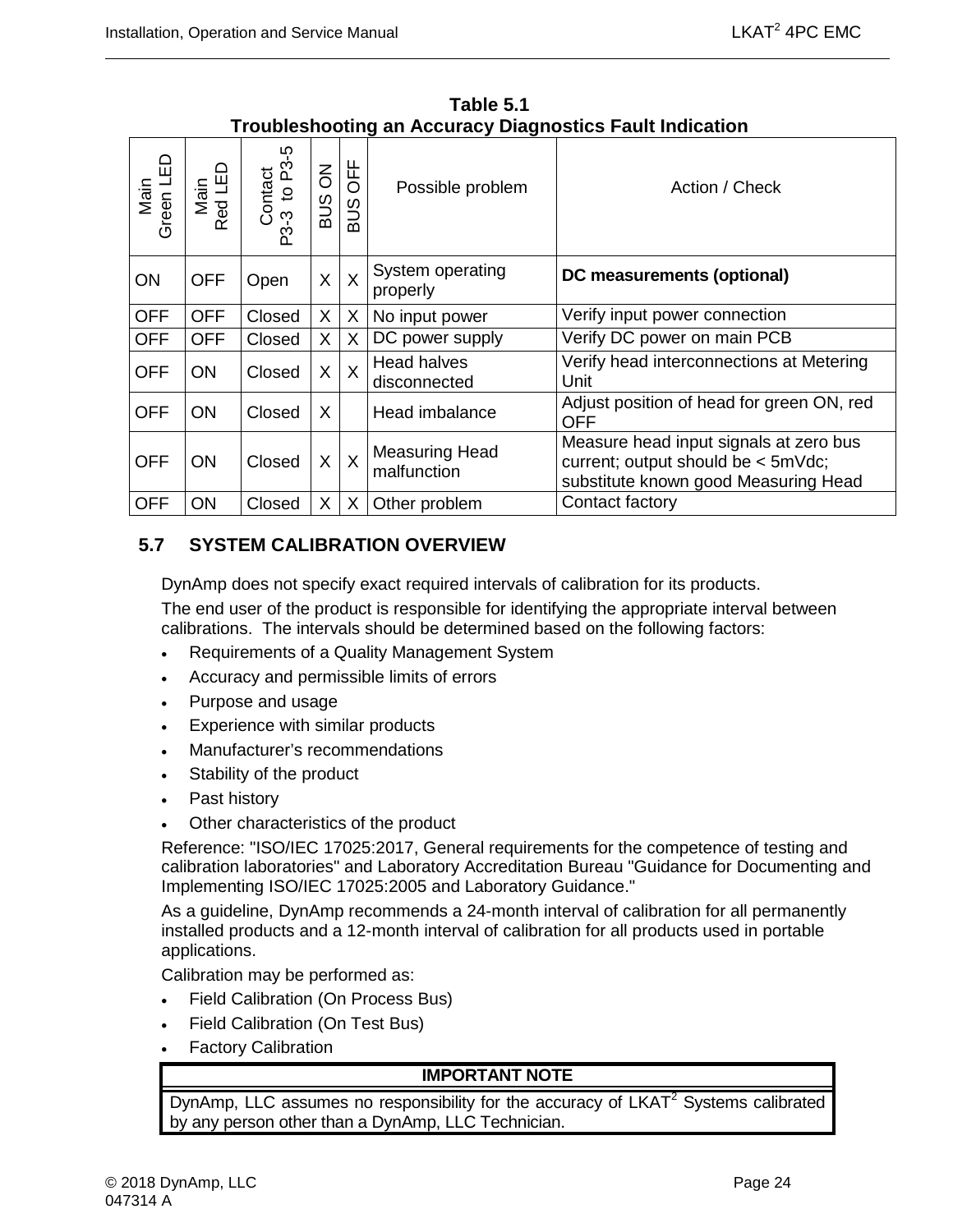**Table 5.1**
**Troubleshooting an Accuracy Diagnostics Fault Indication**

| Main Green LED | Main Red LED | Contact P3-3 to P3-5 | BUS ON | BUS OFF | Possible problem | Action / Check |
|---|---|---|---|---|---|---|
| ON | OFF | Open | X | X | System operating properly | **DC measurements (optional)** |
| OFF | OFF | Closed | X | X | No input power | Verify input power connection |
| OFF | OFF | Closed | X | X | DC power supply | Verify DC power on main PCB |
| OFF | ON | Closed | X | X | Head halves disconnected | Verify head interconnections at Metering Unit |
| OFF | ON | Closed | X | | Head imbalance | Adjust position of head for green ON, red OFF |
| OFF | ON | Closed | X | X | Measuring Head malfunction | Measure head input signals at zero bus current; output should be < 5mVdc; substitute known good Measuring Head |
| OFF | ON | Closed | X | X | Other problem | Contact factory |

## 5.7 SYSTEM CALIBRATION OVERVIEW

DynAmp does not specify exact required intervals of calibration for its products.

The end user of the product is responsible for identifying the appropriate interval between calibrations. The intervals should be determined based on the following factors:

- Requirements of a Quality Management System
- Accuracy and permissible limits of errors
- Purpose and usage
- Experience with similar products
- Manufacturer's recommendations
- Stability of the product
- Past history
- Other characteristics of the product

Reference: "ISO/IEC 17025:2017, General requirements for the competence of testing and calibration laboratories" and Laboratory Accreditation Bureau "Guidance for Documenting and Implementing ISO/IEC 17025:2005 and Laboratory Guidance."

As a guideline, DynAmp recommends a 24-month interval of calibration for all permanently installed products and a 12-month interval of calibration for all products used in portable applications.

Calibration may be performed as:

- Field Calibration (On Process Bus)
- Field Calibration (On Test Bus)
- Factory Calibration

| IMPORTANT NOTE |
|---|
| DynAmp, LLC assumes no responsibility for the accuracy of LKAT$^2$ Systems calibrated by any person other than a DynAmp, LLC Technician. |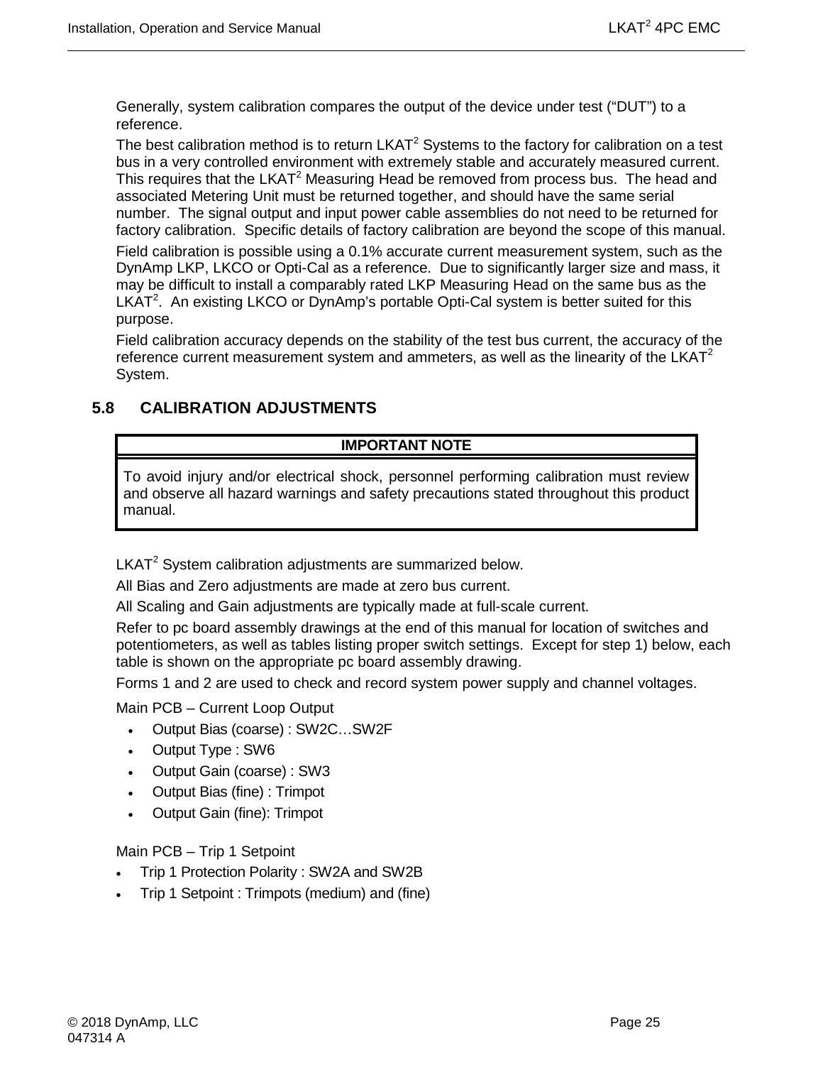Generally, system calibration compares the output of the device under test (“DUT”) to a reference.

The best calibration method is to return LKAT$^2$ Systems to the factory for calibration on a test bus in a very controlled environment with extremely stable and accurately measured current. This requires that the LKAT$^2$ Measuring Head be removed from process bus. The head and associated Metering Unit must be returned together, and should have the same serial number. The signal output and input power cable assemblies do not need to be returned for factory calibration. Specific details of factory calibration are beyond the scope of this manual.

Field calibration is possible using a 0.1% accurate current measurement system, such as the DynAmp LKP, LKCO or Opti-Cal as a reference. Due to significantly larger size and mass, it may be difficult to install a comparably rated LKP Measuring Head on the same bus as the LKAT$^2$. An existing LKCO or DynAmp’s portable Opti-Cal system is better suited for this purpose.

Field calibration accuracy depends on the stability of the test bus current, the accuracy of the reference current measurement system and ammeters, as well as the linearity of the LKAT$^2$ System.

## 5.8 CALIBRATION ADJUSTMENTS

| IMPORTANT NOTE |
| --- |
| To avoid injury and/or electrical shock, personnel performing calibration must review and observe all hazard warnings and safety precautions stated throughout this product manual. |

LKAT$^2$ System calibration adjustments are summarized below.

All Bias and Zero adjustments are made at zero bus current.

All Scaling and Gain adjustments are typically made at full-scale current.

Refer to pc board assembly drawings at the end of this manual for location of switches and potentiometers, as well as tables listing proper switch settings. Except for step 1) below, each table is shown on the appropriate pc board assembly drawing.

Forms 1 and 2 are used to check and record system power supply and channel voltages.

Main PCB – Current Loop Output

- Output Bias (coarse) : SW2C…SW2F
- Output Type : SW6
- Output Gain (coarse) : SW3
- Output Bias (fine) : Trimpot
- Output Gain (fine): Trimpot

Main PCB – Trip 1 Setpoint

- Trip 1 Protection Polarity : SW2A and SW2B
- Trip 1 Setpoint : Trimpots (medium) and (fine)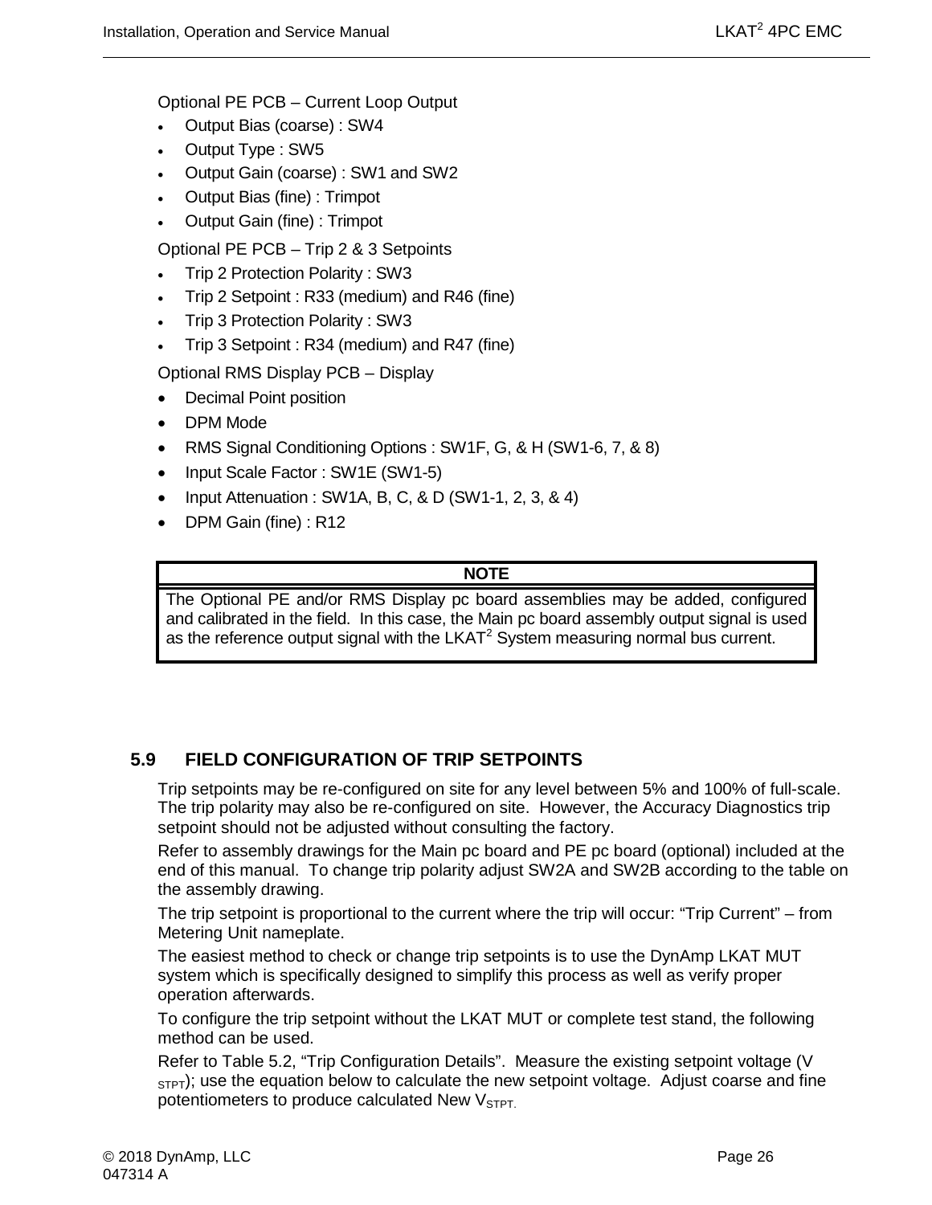Optional PE PCB – Current Loop Output

- Output Bias (coarse) : SW4
- Output Type : SW5
- Output Gain (coarse) : SW1 and SW2
- Output Bias (fine) : Trimpot
- Output Gain (fine) : Trimpot

Optional PE PCB – Trip 2 & 3 Setpoints

- Trip 2 Protection Polarity : SW3
- Trip 2 Setpoint : R33 (medium) and R46 (fine)
- Trip 3 Protection Polarity : SW3
- Trip 3 Setpoint : R34 (medium) and R47 (fine)

Optional RMS Display PCB – Display

- Decimal Point position
- DPM Mode
- RMS Signal Conditioning Options : SW1F, G, & H (SW1-6, 7, & 8)
- Input Scale Factor : SW1E (SW1-5)
- Input Attenuation : SW1A, B, C, & D (SW1-1, 2, 3, & 4)
- DPM Gain (fine) : R12

| NOTE |
|---|
| The Optional PE and/or RMS Display pc board assemblies may be added, configured and calibrated in the field. In this case, the Main pc board assembly output signal is used as the reference output signal with the LKAT$^2$ System measuring normal bus current. |

## 5.9 FIELD CONFIGURATION OF TRIP SETPOINTS

Trip setpoints may be re-configured on site for any level between 5% and 100% of full-scale. The trip polarity may also be re-configured on site. However, the Accuracy Diagnostics trip setpoint should not be adjusted without consulting the factory.

Refer to assembly drawings for the Main pc board and PE pc board (optional) included at the end of this manual. To change trip polarity adjust SW2A and SW2B according to the table on the assembly drawing.

The trip setpoint is proportional to the current where the trip will occur: "Trip Current" – from Metering Unit nameplate.

The easiest method to check or change trip setpoints is to use the DynAmp LKAT MUT system which is specifically designed to simplify this process as well as verify proper operation afterwards.

To configure the trip setpoint without the LKAT MUT or complete test stand, the following method can be used.

Refer to Table 5.2, "Trip Configuration Details". Measure the existing setpoint voltage ($V_{STPT}$); use the equation below to calculate the new setpoint voltage. Adjust coarse and fine potentiometers to produce calculated New $V_{STPT}$.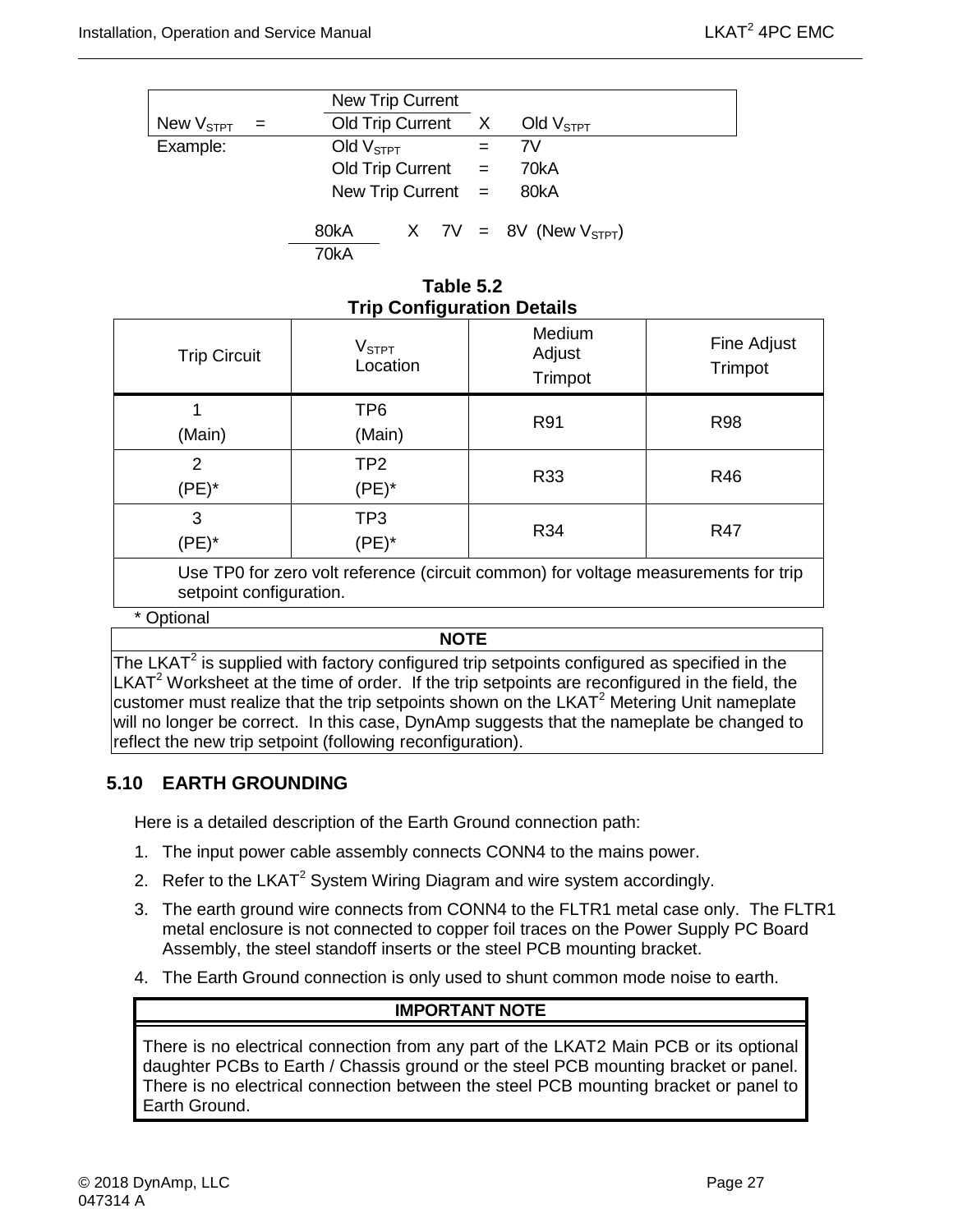$$\text{New } V_{STPT} = \frac{\text{New Trip Current}}{\text{Old Trip Current}} \times \text{Old } V_{STPT}$$

Example:

Old $V_{STPT}$ = 7V

Old Trip Current = 70kA

New Trip Current = 80kA

$$\frac{80\text{kA}}{70\text{kA}} \times 7\text{V} = 8\text{V} \ (\text{New } V_{STPT})$$

**Table 5.2**
**Trip Configuration Details**

| Trip Circuit | $V_{STPT}$ Location | Medium Adjust Trimpot | Fine Adjust Trimpot |
|---|---|---|---|
| 1 (Main) | TP6 (Main) | R91 | R98 |
| 2 (PE)* | TP2 (PE)* | R33 | R46 |
| 3 (PE)* | TP3 (PE)* | R34 | R47 |
| Use TP0 for zero volt reference (circuit common) for voltage measurements for trip setpoint configuration. | | | |

\* Optional

| NOTE |
|---|
| The LKAT[2] is supplied with factory configured trip setpoints configured as specified in the LKAT[2] Worksheet at the time of order. If the trip setpoints are reconfigured in the field, the customer must realize that the trip setpoints shown on the LKAT[2] Metering Unit nameplate will no longer be correct. In this case, DynAmp suggests that the nameplate be changed to reflect the new trip setpoint (following reconfiguration). |

## 5.10 EARTH GROUNDING

Here is a detailed description of the Earth Ground connection path:

1. The input power cable assembly connects CONN4 to the mains power.
2. Refer to the LKAT[2] System Wiring Diagram and wire system accordingly.
3. The earth ground wire connects from CONN4 to the FLTR1 metal case only. The FLTR1 metal enclosure is not connected to copper foil traces on the Power Supply PC Board Assembly, the steel standoff inserts or the steel PCB mounting bracket.
4. The Earth Ground connection is only used to shunt common mode noise to earth.

| IMPORTANT NOTE |
|---|
| There is no electrical connection from any part of the LKAT2 Main PCB or its optional daughter PCBs to Earth / Chassis ground or the steel PCB mounting bracket or panel. There is no electrical connection between the steel PCB mounting bracket or panel to Earth Ground. |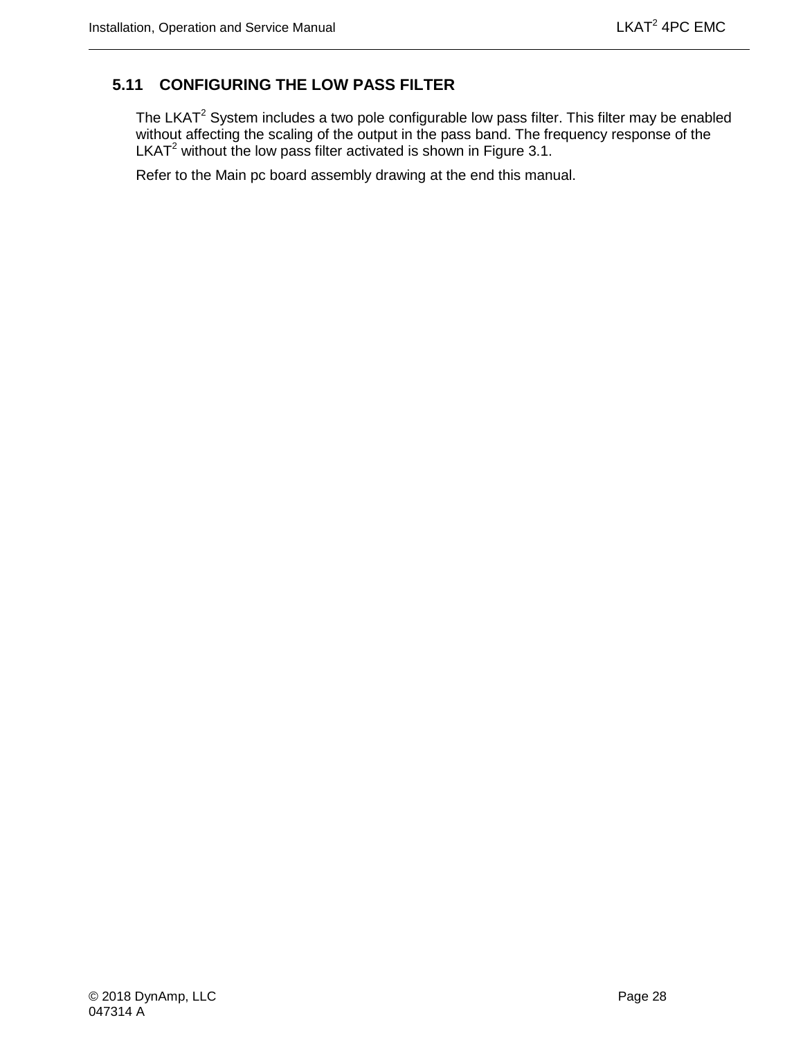## 5.11 CONFIGURING THE LOW PASS FILTER

The LKAT$^2$ System includes a two pole configurable low pass filter. This filter may be enabled without affecting the scaling of the output in the pass band. The frequency response of the LKAT$^2$ without the low pass filter activated is shown in Figure 3.1.

Refer to the Main pc board assembly drawing at the end this manual.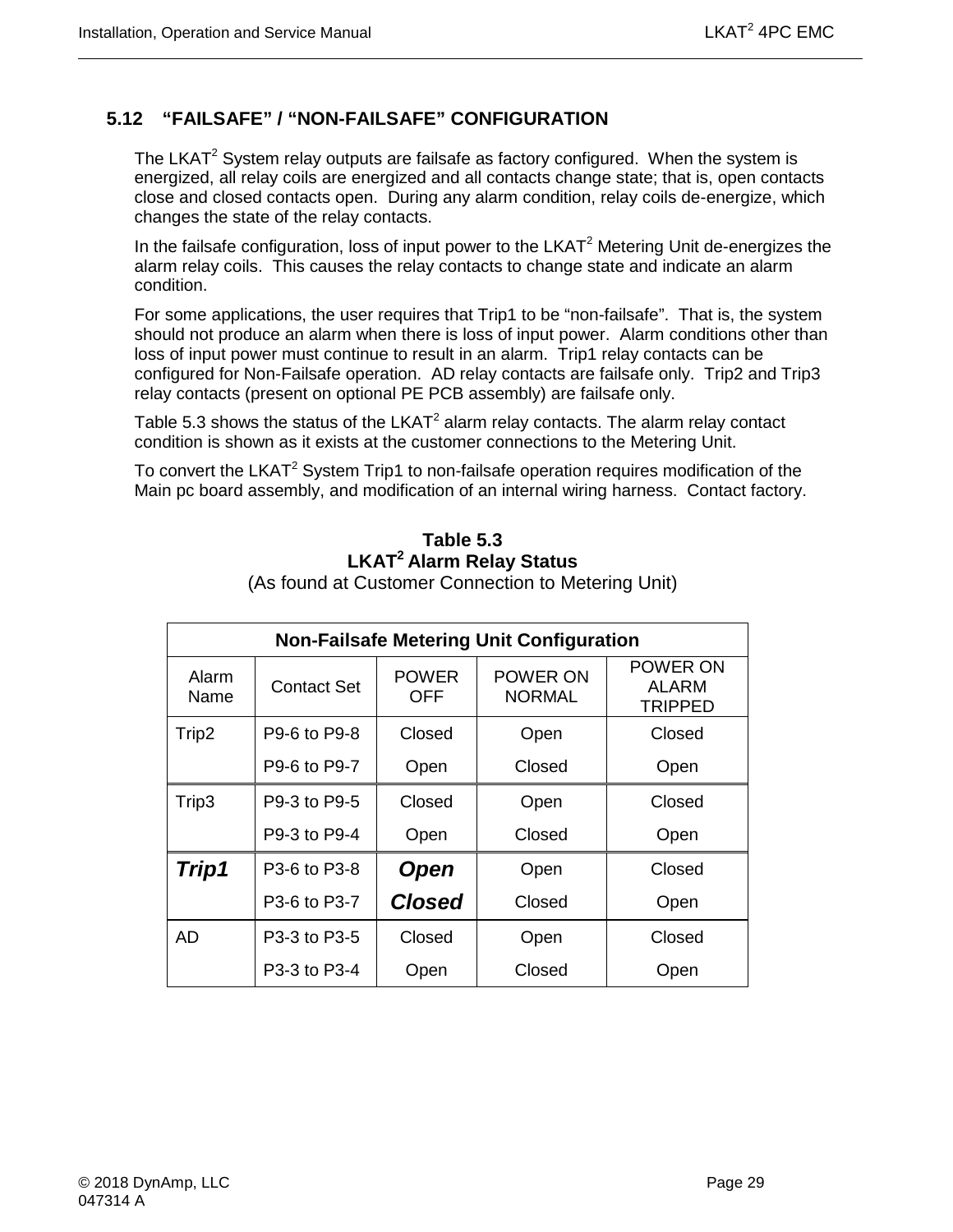## 5.12 "FAILSAFE" / "NON-FAILSAFE" CONFIGURATION

The LKAT$^2$ System relay outputs are failsafe as factory configured. When the system is energized, all relay coils are energized and all contacts change state; that is, open contacts close and closed contacts open. During any alarm condition, relay coils de-energize, which changes the state of the relay contacts.

In the failsafe configuration, loss of input power to the LKAT$^2$ Metering Unit de-energizes the alarm relay coils. This causes the relay contacts to change state and indicate an alarm condition.

For some applications, the user requires that Trip1 to be "non-failsafe". That is, the system should not produce an alarm when there is loss of input power. Alarm conditions other than loss of input power must continue to result in an alarm. Trip1 relay contacts can be configured for Non-Failsafe operation. AD relay contacts are failsafe only. Trip2 and Trip3 relay contacts (present on optional PE PCB assembly) are failsafe only.

Table 5.3 shows the status of the LKAT$^2$ alarm relay contacts. The alarm relay contact condition is shown as it exists at the customer connections to the Metering Unit.

To convert the LKAT$^2$ System Trip1 to non-failsafe operation requires modification of the Main pc board assembly, and modification of an internal wiring harness. Contact factory.

**Table 5.3**
**LKAT$^2$ Alarm Relay Status**
(As found at Customer Connection to Metering Unit)

| **Non-Failsafe Metering Unit Configuration** | | | | |
|---|---|---|---|---|
| Alarm Name | Contact Set | POWER OFF | POWER ON NORMAL | POWER ON ALARM TRIPPED |
| Trip2 | P9-6 to P9-8 | Closed | Open | Closed |
| | P9-6 to P9-7 | Open | Closed | Open |
| Trip3 | P9-3 to P9-5 | Closed | Open | Closed |
| | P9-3 to P9-4 | Open | Closed | Open |
| ***Trip1*** | P3-6 to P3-8 | ***Open*** | Open | Closed |
| | P3-6 to P3-7 | ***Closed*** | Closed | Open |
| AD | P3-3 to P3-5 | Closed | Open | Closed |
| | P3-3 to P3-4 | Open | Closed | Open |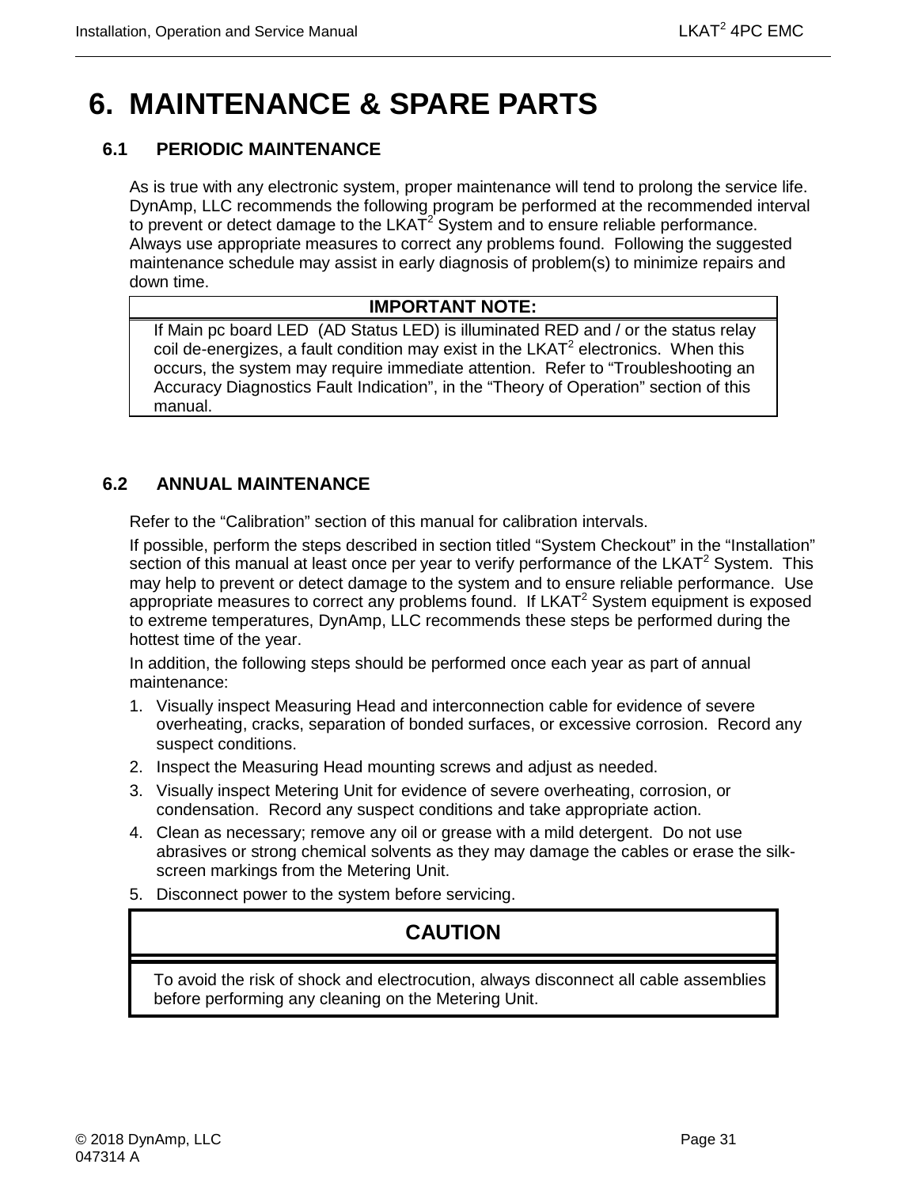# 6. MAINTENANCE & SPARE PARTS

## 6.1 PERIODIC MAINTENANCE

As is true with any electronic system, proper maintenance will tend to prolong the service life. DynAmp, LLC recommends the following program be performed at the recommended interval to prevent or detect damage to the $LKAT^2$ System and to ensure reliable performance. Always use appropriate measures to correct any problems found. Following the suggested maintenance schedule may assist in early diagnosis of problem(s) to minimize repairs and down time.

| IMPORTANT NOTE: |
|---|
| If Main pc board LED (AD Status LED) is illuminated RED and / or the status relay coil de-energizes, a fault condition may exist in the $LKAT^2$ electronics. When this occurs, the system may require immediate attention. Refer to "Troubleshooting an Accuracy Diagnostics Fault Indication", in the "Theory of Operation" section of this manual. |

## 6.2 ANNUAL MAINTENANCE

Refer to the "Calibration" section of this manual for calibration intervals.

If possible, perform the steps described in section titled "System Checkout" in the "Installation" section of this manual at least once per year to verify performance of the $LKAT^2$ System. This may help to prevent or detect damage to the system and to ensure reliable performance. Use appropriate measures to correct any problems found. If $LKAT^2$ System equipment is exposed to extreme temperatures, DynAmp, LLC recommends these steps be performed during the hottest time of the year.

In addition, the following steps should be performed once each year as part of annual maintenance:

1. Visually inspect Measuring Head and interconnection cable for evidence of severe overheating, cracks, separation of bonded surfaces, or excessive corrosion. Record any suspect conditions.
2. Inspect the Measuring Head mounting screws and adjust as needed.
3. Visually inspect Metering Unit for evidence of severe overheating, corrosion, or condensation. Record any suspect conditions and take appropriate action.
4. Clean as necessary; remove any oil or grease with a mild detergent. Do not use abrasives or strong chemical solvents as they may damage the cables or erase the silk-screen markings from the Metering Unit.
5. Disconnect power to the system before servicing.

| CAUTION |
|---|
| To avoid the risk of shock and electrocution, always disconnect all cable assemblies before performing any cleaning on the Metering Unit. |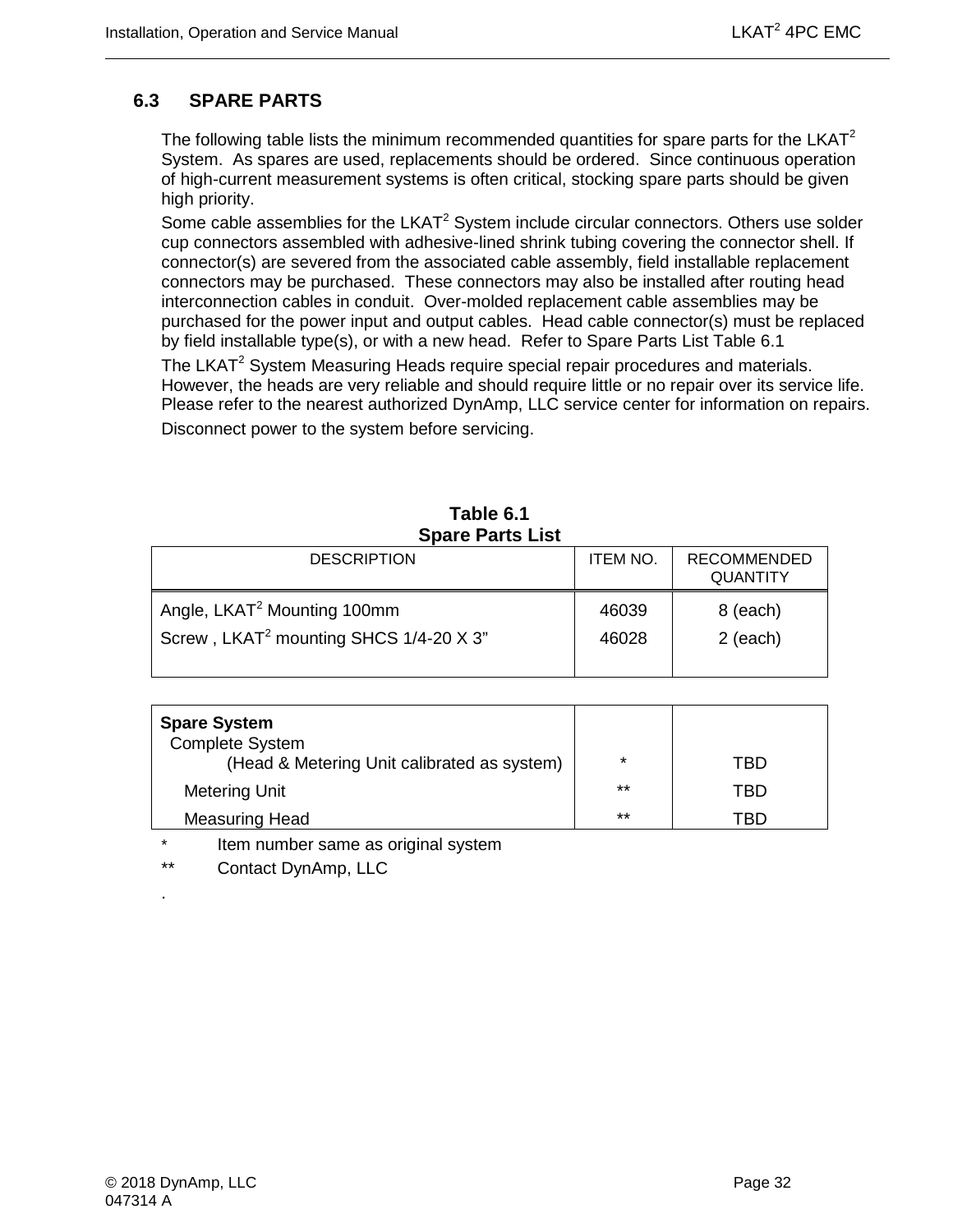## 6.3 SPARE PARTS

The following table lists the minimum recommended quantities for spare parts for the LKAT[2] System. As spares are used, replacements should be ordered. Since continuous operation of high-current measurement systems is often critical, stocking spare parts should be given high priority.

Some cable assemblies for the LKAT[2] System include circular connectors. Others use solder cup connectors assembled with adhesive-lined shrink tubing covering the connector shell. If connector(s) are severed from the associated cable assembly, field installable replacement connectors may be purchased. These connectors may also be installed after routing head interconnection cables in conduit. Over-molded replacement cable assemblies may be purchased for the power input and output cables. Head cable connector(s) must be replaced by field installable type(s), or with a new head. Refer to Spare Parts List Table 6.1

The LKAT[2] System Measuring Heads require special repair procedures and materials. However, the heads are very reliable and should require little or no repair over its service life. Please refer to the nearest authorized DynAmp, LLC service center for information on repairs.

Disconnect power to the system before servicing.

**Table 6.1**
**Spare Parts List**

| DESCRIPTION | ITEM NO. | RECOMMENDED QUANTITY |
|---|---|---|
| Angle, LKAT[2] Mounting 100mm | 46039 | 8 (each) |
| Screw , LKAT[2] mounting SHCS 1/4-20 X 3” | 46028 | 2 (each) |
| **Spare System** | | |
| Complete System (Head & Metering Unit calibrated as system) | * | TBD |
| Metering Unit | ** | TBD |
| Measuring Head | ** | TBD |

\* Item number same as original system

** Contact DynAmp, LLC

.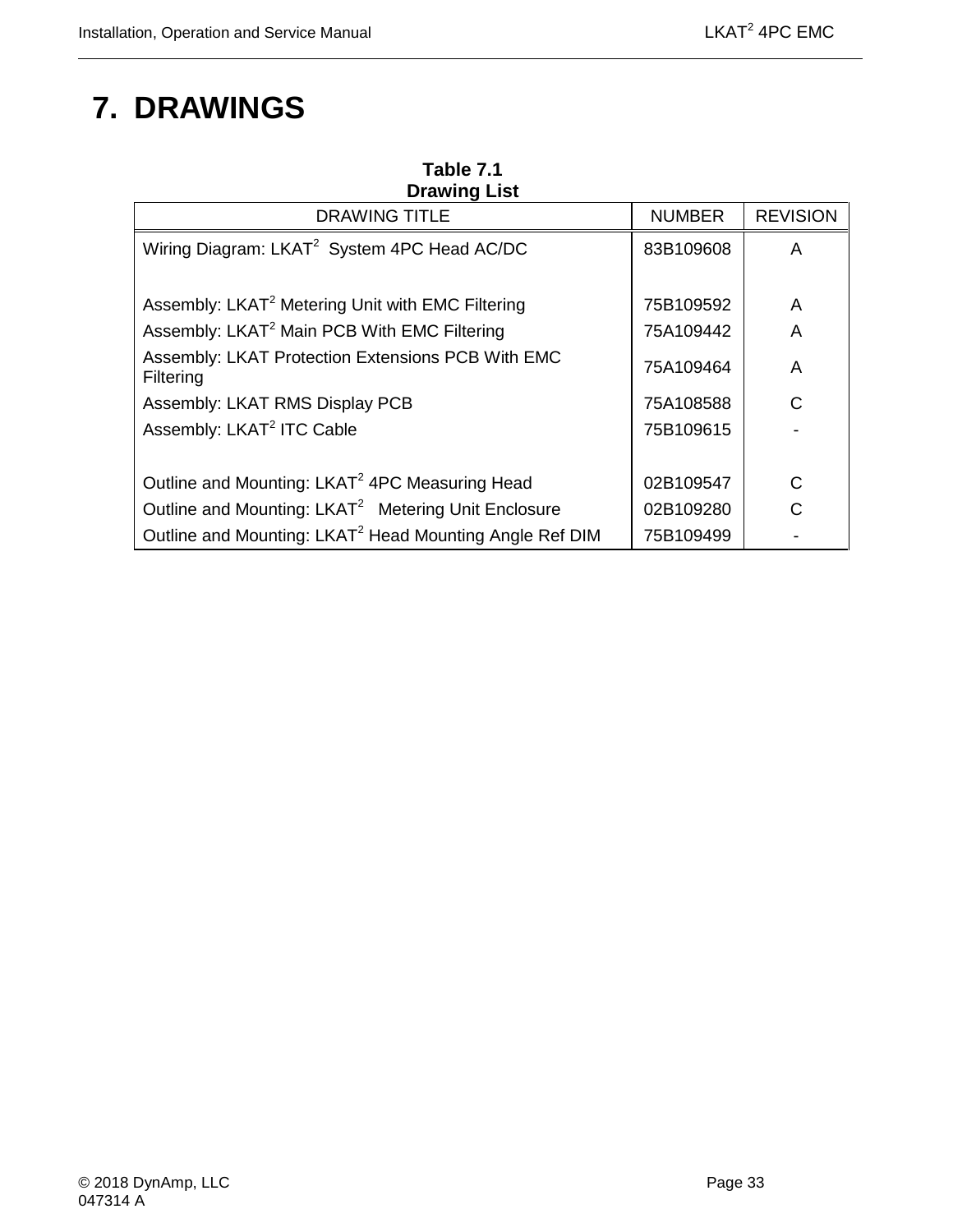# 7. DRAWINGS

**Table 7.1**
**Drawing List**

| DRAWING TITLE | NUMBER | REVISION |
|---|---|---|
| Wiring Diagram: LKAT$^2$ System 4PC Head AC/DC | 83B109608 | A |
| | | |
| Assembly: LKAT$^2$ Metering Unit with EMC Filtering | 75B109592 | A |
| Assembly: LKAT$^2$ Main PCB With EMC Filtering | 75A109442 | A |
| Assembly: LKAT Protection Extensions PCB With EMC Filtering | 75A109464 | A |
| Assembly: LKAT RMS Display PCB | 75A108588 | C |
| Assembly: LKAT$^2$ ITC Cable | 75B109615 | - |
| | | |
| Outline and Mounting: LKAT$^2$ 4PC Measuring Head | 02B109547 | C |
| Outline and Mounting: LKAT$^2$ Metering Unit Enclosure | 02B109280 | C |
| Outline and Mounting: LKAT$^2$ Head Mounting Angle Ref DIM | 75B109499 | - |